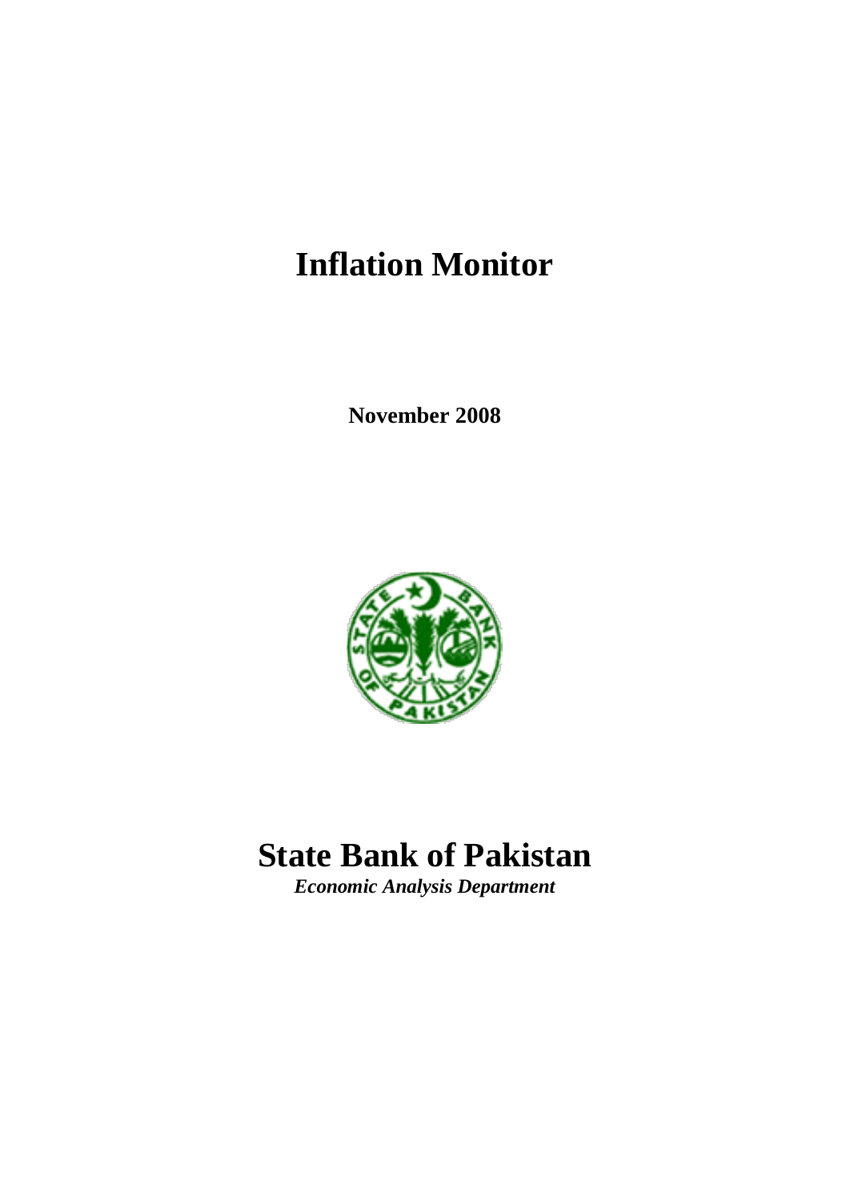# Inflation Monitor

**November 2008**

# State Bank of Pakistan

***Economic Analysis Department***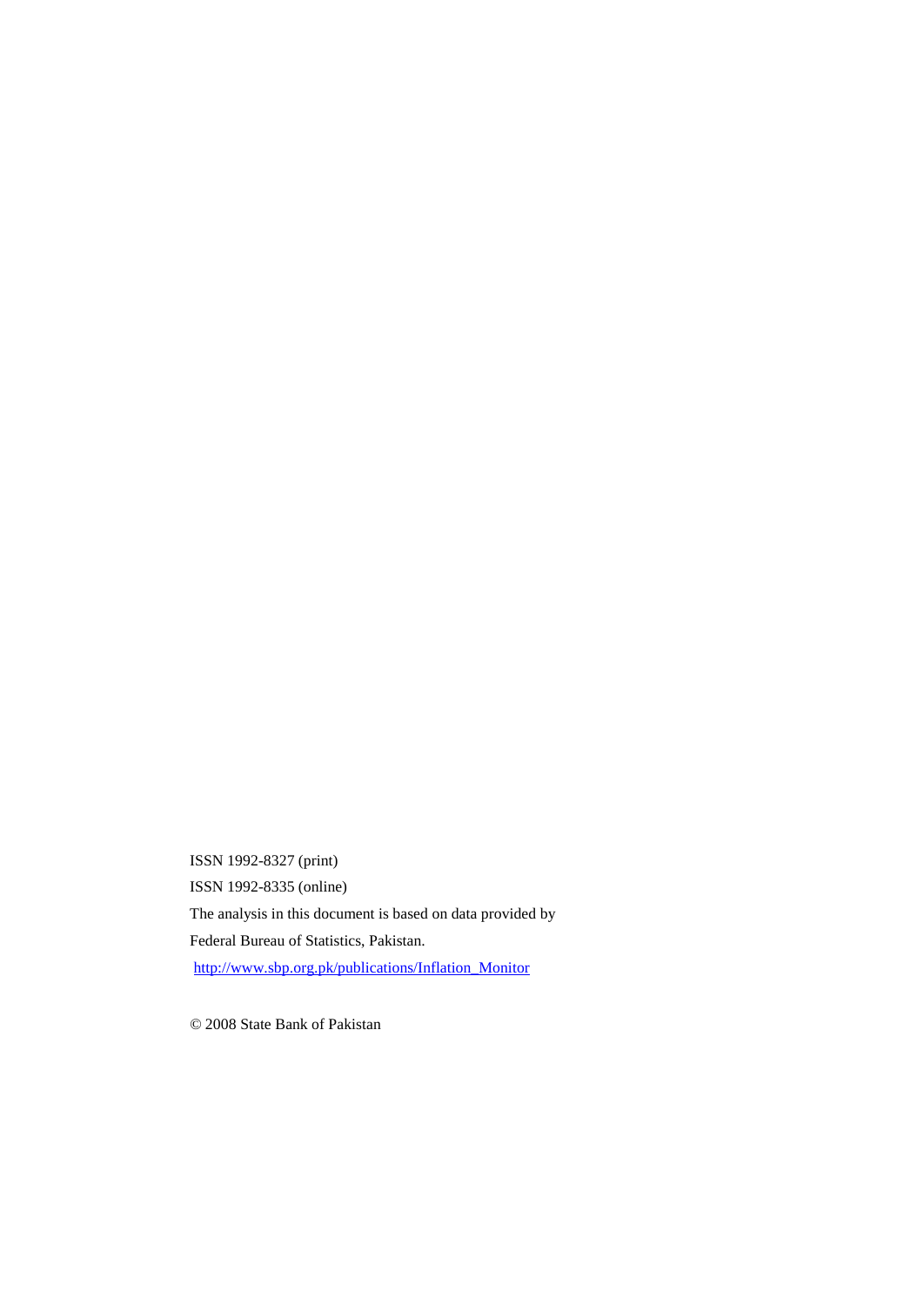ISSN 1992-8327 (print)

ISSN 1992-8335 (online)

The analysis in this document is based on data provided by

Federal Bureau of Statistics, Pakistan.

http://www.sbp.org.pk/publications/Inflation_Monitor

© 2008 State Bank of Pakistan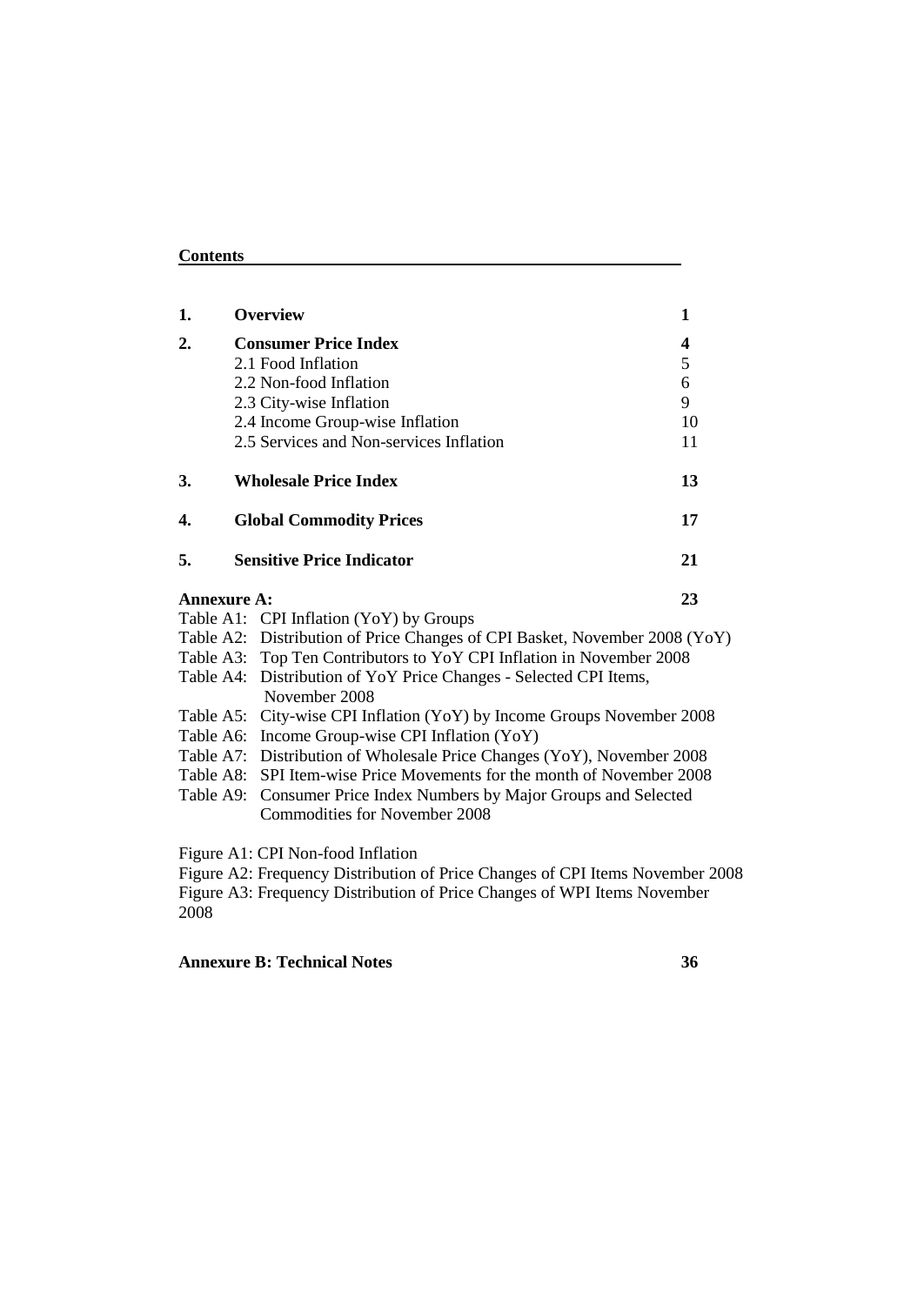**Contents**

| | | |
|---|---|---|
| **1.** | **Overview** | **1** |
| **2.** | **Consumer Price Index** | **4** |
| | 2.1 Food Inflation | 5 |
| | 2.2 Non-food Inflation | 6 |
| | 2.3 City-wise Inflation | 9 |
| | 2.4 Income Group-wise Inflation | 10 |
| | 2.5 Services and Non-services Inflation | 11 |
| **3.** | **Wholesale Price Index** | **13** |
| **4.** | **Global Commodity Prices** | **17** |
| **5.** | **Sensitive Price Indicator** | **21** |

**Annexure A:** **23**

- Table A1: CPI Inflation (YoY) by Groups
- Table A2: Distribution of Price Changes of CPI Basket, November 2008 (YoY)
- Table A3: Top Ten Contributors to YoY CPI Inflation in November 2008
- Table A4: Distribution of YoY Price Changes - Selected CPI Items, November 2008
- Table A5: City-wise CPI Inflation (YoY) by Income Groups November 2008
- Table A6: Income Group-wise CPI Inflation (YoY)
- Table A7: Distribution of Wholesale Price Changes (YoY), November 2008
- Table A8: SPI Item-wise Price Movements for the month of November 2008
- Table A9: Consumer Price Index Numbers by Major Groups and Selected Commodities for November 2008

Figure A1: CPI Non-food Inflation
Figure A2: Frequency Distribution of Price Changes of CPI Items November 2008
Figure A3: Frequency Distribution of Price Changes of WPI Items November 2008

**Annexure B: Technical Notes** **36**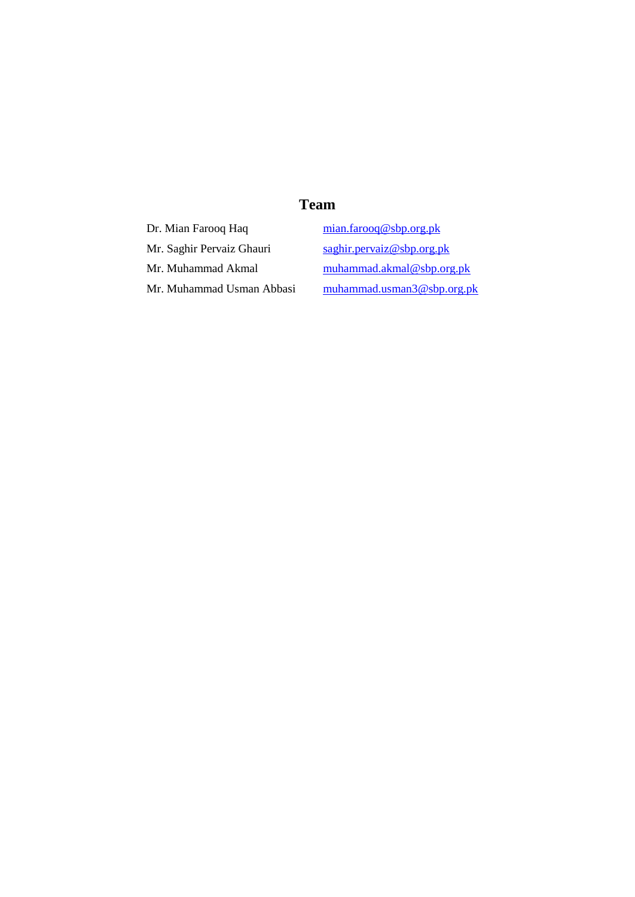# Team

| | |
|---|---|
| Dr. Mian Farooq Haq | mian.farooq@sbp.org.pk |
| Mr. Saghir Pervaiz Ghauri | saghir.pervaiz@sbp.org.pk |
| Mr. Muhammad Akmal | muhammad.akmal@sbp.org.pk |
| Mr. Muhammad Usman Abbasi | muhammad.usman3@sbp.org.pk |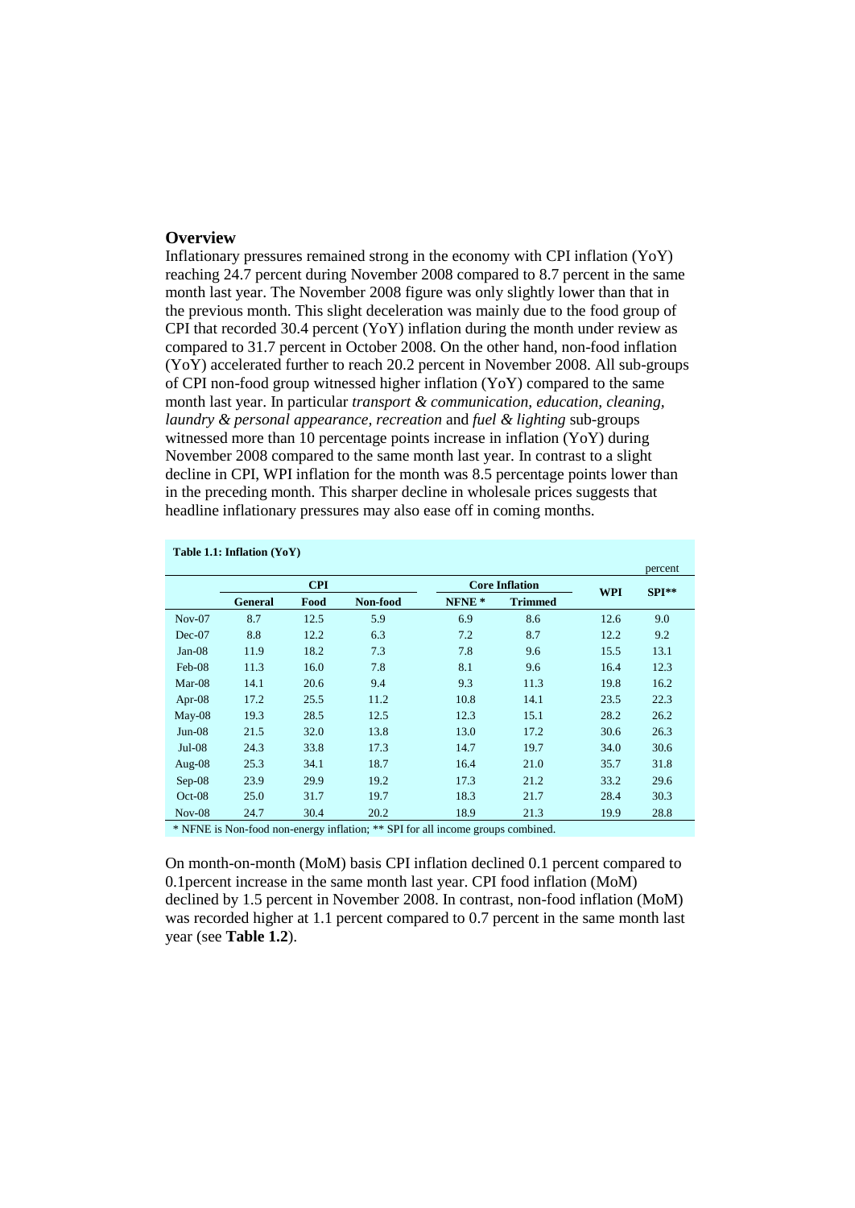## Overview

Inflationary pressures remained strong in the economy with CPI inflation (YoY) reaching 24.7 percent during November 2008 compared to 8.7 percent in the same month last year. The November 2008 figure was only slightly lower than that in the previous month. This slight deceleration was mainly due to the food group of CPI that recorded 30.4 percent (YoY) inflation during the month under review as compared to 31.7 percent in October 2008. On the other hand, non-food inflation (YoY) accelerated further to reach 20.2 percent in November 2008. All sub-groups of CPI non-food group witnessed higher inflation (YoY) compared to the same month last year. In particular *transport & communication, education, cleaning, laundry & personal appearance, recreation* and *fuel & lighting* sub-groups witnessed more than 10 percentage points increase in inflation (YoY) during November 2008 compared to the same month last year. In contrast to a slight decline in CPI, WPI inflation for the month was 8.5 percentage points lower than in the preceding month. This sharper decline in wholesale prices suggests that headline inflationary pressures may also ease off in coming months.

**Table 1.1: Inflation (YoY)**

percent

| | CPI | | | Core Inflation | | WPI | SPI** |
|---|---|---|---|---|---|---|---|
| | General | Food | Non-food | NFNE * | Trimmed | | |
| Nov-07 | 8.7 | 12.5 | 5.9 | 6.9 | 8.6 | 12.6 | 9.0 |
| Dec-07 | 8.8 | 12.2 | 6.3 | 7.2 | 8.7 | 12.2 | 9.2 |
| Jan-08 | 11.9 | 18.2 | 7.3 | 7.8 | 9.6 | 15.5 | 13.1 |
| Feb-08 | 11.3 | 16.0 | 7.8 | 8.1 | 9.6 | 16.4 | 12.3 |
| Mar-08 | 14.1 | 20.6 | 9.4 | 9.3 | 11.3 | 19.8 | 16.2 |
| Apr-08 | 17.2 | 25.5 | 11.2 | 10.8 | 14.1 | 23.5 | 22.3 |
| May-08 | 19.3 | 28.5 | 12.5 | 12.3 | 15.1 | 28.2 | 26.2 |
| Jun-08 | 21.5 | 32.0 | 13.8 | 13.0 | 17.2 | 30.6 | 26.3 |
| Jul-08 | 24.3 | 33.8 | 17.3 | 14.7 | 19.7 | 34.0 | 30.6 |
| Aug-08 | 25.3 | 34.1 | 18.7 | 16.4 | 21.0 | 35.7 | 31.8 |
| Sep-08 | 23.9 | 29.9 | 19.2 | 17.3 | 21.2 | 33.2 | 29.6 |
| Oct-08 | 25.0 | 31.7 | 19.7 | 18.3 | 21.7 | 28.4 | 30.3 |
| Nov-08 | 24.7 | 30.4 | 20.2 | 18.9 | 21.3 | 19.9 | 28.8 |

* NFNE is Non-food non-energy inflation; ** SPI for all income groups combined.

On month-on-month (MoM) basis CPI inflation declined 0.1 percent compared to 0.1percent increase in the same month last year. CPI food inflation (MoM) declined by 1.5 percent in November 2008. In contrast, non-food inflation (MoM) was recorded higher at 1.1 percent compared to 0.7 percent in the same month last year (see **Table 1.2**).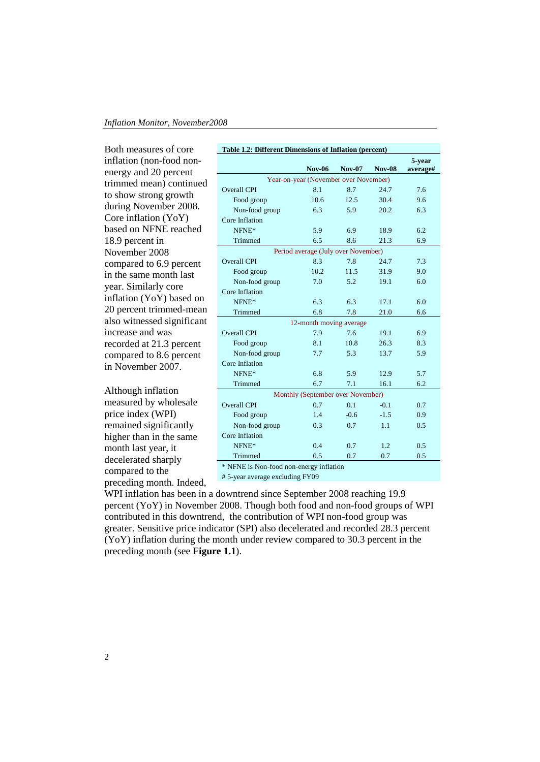Both measures of core inflation (non-food non-energy and 20 percent trimmed mean) continued to show strong growth during November 2008. Core inflation (YoY) based on NFNE reached 18.9 percent in November 2008 compared to 6.9 percent in the same month last year. Similarly core inflation (YoY) based on 20 percent trimmed-mean also witnessed significant increase and was recorded at 21.3 percent compared to 8.6 percent in November 2007.

**Table 1.2: Different Dimensions of Inflation (percent)**

| | Nov-06 | Nov-07 | Nov-08 | 5-year average# |
|---|---|---|---|---|
| **Year-on-year (November over November)** | | | | |
| Overall CPI | 8.1 | 8.7 | 24.7 | 7.6 |
| Food group | 10.6 | 12.5 | 30.4 | 9.6 |
| Non-food group | 6.3 | 5.9 | 20.2 | 6.3 |
| Core Inflation | | | | |
| NFNE* | 5.9 | 6.9 | 18.9 | 6.2 |
| Trimmed | 6.5 | 8.6 | 21.3 | 6.9 |
| **Period average (July over November)** | | | | |
| Overall CPI | 8.3 | 7.8 | 24.7 | 7.3 |
| Food group | 10.2 | 11.5 | 31.9 | 9.0 |
| Non-food group | 7.0 | 5.2 | 19.1 | 6.0 |
| Core Inflation | | | | |
| NFNE* | 6.3 | 6.3 | 17.1 | 6.0 |
| Trimmed | 6.8 | 7.8 | 21.0 | 6.6 |
| **12-month moving average** | | | | |
| Overall CPI | 7.9 | 7.6 | 19.1 | 6.9 |
| Food group | 8.1 | 10.8 | 26.3 | 8.3 |
| Non-food group | 7.7 | 5.3 | 13.7 | 5.9 |
| Core Inflation | | | | |
| NFNE* | 6.8 | 5.9 | 12.9 | 5.7 |
| Trimmed | 6.7 | 7.1 | 16.1 | 6.2 |
| **Monthly (September over November)** | | | | |
| Overall CPI | 0.7 | 0.1 | -0.1 | 0.7 |
| Food group | 1.4 | -0.6 | -1.5 | 0.9 |
| Non-food group | 0.3 | 0.7 | 1.1 | 0.5 |
| Core Inflation | | | | |
| NFNE* | 0.4 | 0.7 | 1.2 | 0.5 |
| Trimmed | 0.5 | 0.7 | 0.7 | 0.5 |

* NFNE is Non-food non-energy inflation

# 5-year average excluding FY09

Although inflation measured by wholesale price index (WPI) remained significantly higher than in the same month last year, it decelerated sharply compared to the preceding month. Indeed, WPI inflation has been in a downtrend since September 2008 reaching 19.9 percent (YoY) in November 2008. Though both food and non-food groups of WPI contributed in this downtrend, the contribution of WPI non-food group was greater. Sensitive price indicator (SPI) also decelerated and recorded 28.3 percent (YoY) inflation during the month under review compared to 30.3 percent in the preceding month (see **Figure 1.1**).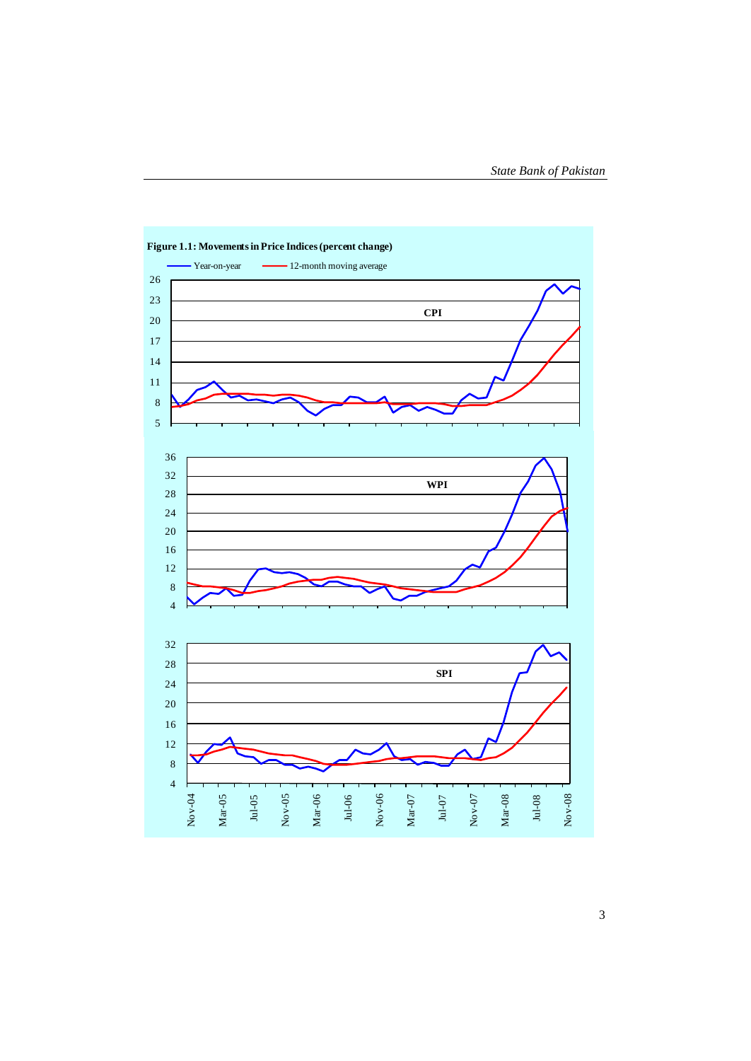**Figure 1.1: Movements in Price Indices (percent change)**

Year-on-year — 12-month moving average

CPI

WPI

SPI

Nov-04, Mar-05, Jul-05, Nov-05, Mar-06, Jul-06, Nov-06, Mar-07, Jul-07, Nov-07, Mar-08, Jul-08, Nov-08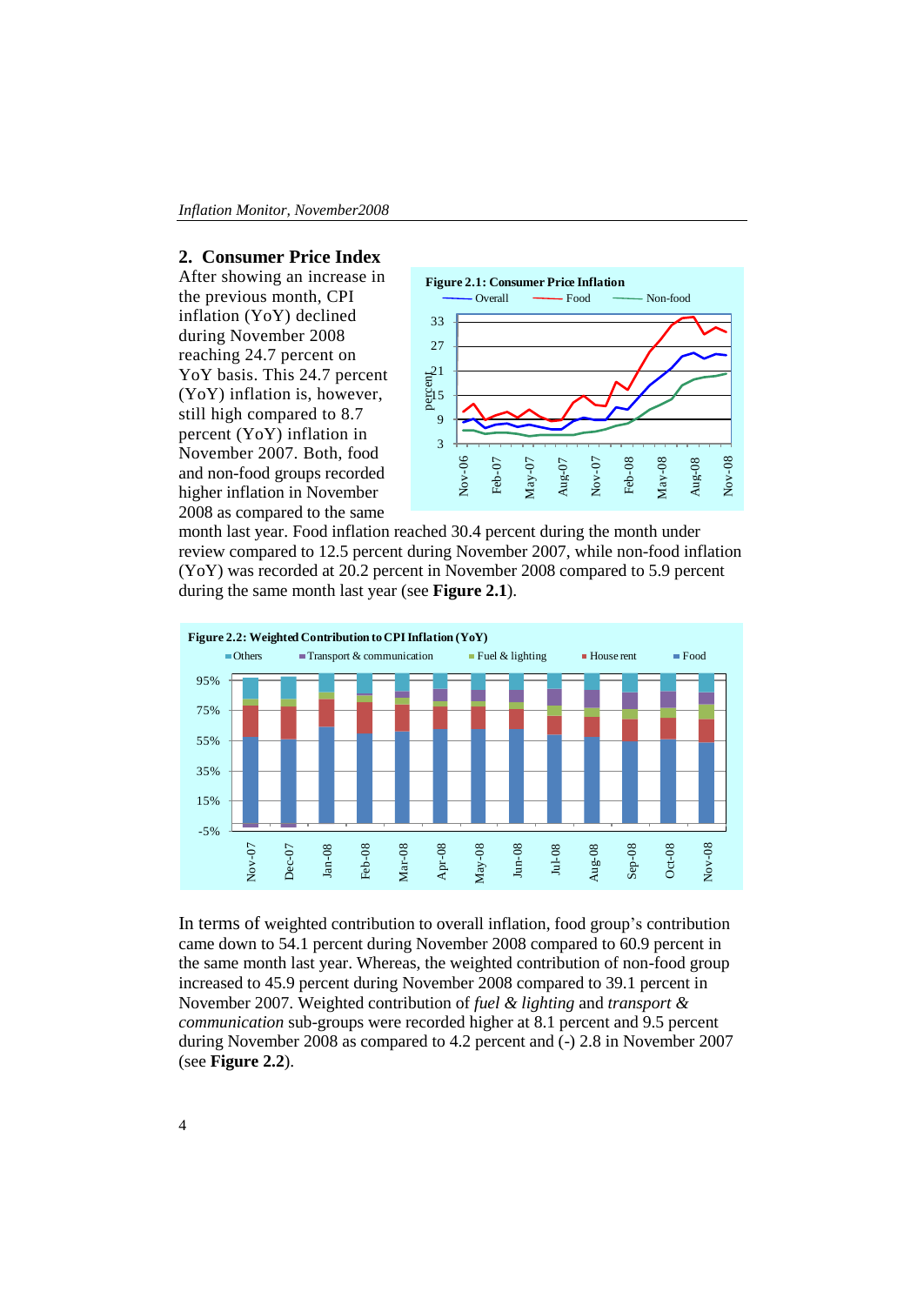## 2. Consumer Price Index

After showing an increase in the previous month, CPI inflation (YoY) declined during November 2008 reaching 24.7 percent on YoY basis. This 24.7 percent (YoY) inflation is, however, still high compared to 8.7 percent (YoY) inflation in November 2007. Both, food and non-food groups recorded higher inflation in November 2008 as compared to the same month last year. Food inflation reached 30.4 percent during the month under review compared to 12.5 percent during November 2007, while non-food inflation (YoY) was recorded at 20.2 percent in November 2008 compared to 5.9 percent during the same month last year (see **Figure 2.1**).

**Figure 2.1: Consumer Price Inflation**

**Figure 2.2: Weighted Contribution to CPI Inflation (YoY)**

In terms of weighted contribution to overall inflation, food group's contribution came down to 54.1 percent during November 2008 compared to 60.9 percent in the same month last year. Whereas, the weighted contribution of non-food group increased to 45.9 percent during November 2008 compared to 39.1 percent in November 2007. Weighted contribution of *fuel & lighting* and *transport & communication* sub-groups were recorded higher at 8.1 percent and 9.5 percent during November 2008 as compared to 4.2 percent and (-) 2.8 in November 2007 (see **Figure 2.2**).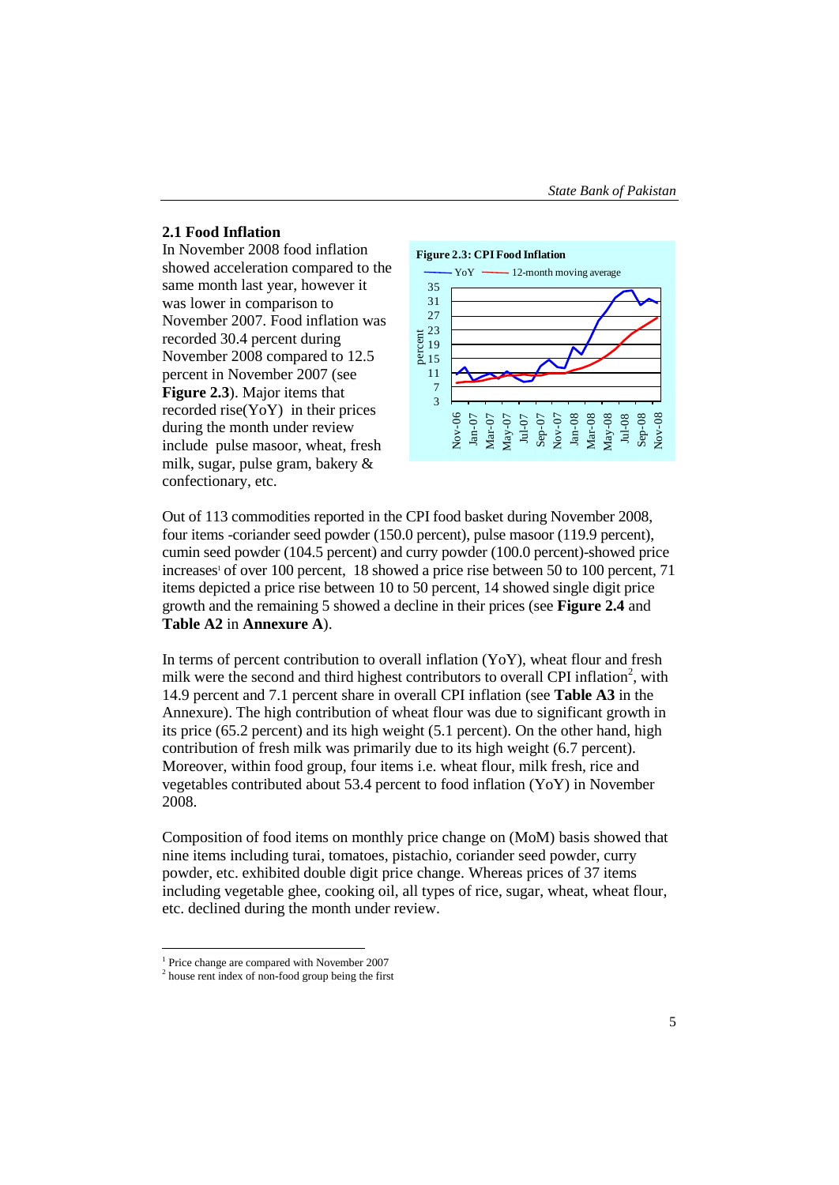## 2.1 Food Inflation

In November 2008 food inflation showed acceleration compared to the same month last year, however it was lower in comparison to November 2007. Food inflation was recorded 30.4 percent during November 2008 compared to 12.5 percent in November 2007 (see **Figure 2.3**). Major items that recorded rise(YoY) in their prices during the month under review include pulse masoor, wheat, fresh milk, sugar, pulse gram, bakery & confectionary, etc.

**Figure 2.3: CPI Food Inflation**

Out of 113 commodities reported in the CPI food basket during November 2008, four items -coriander seed powder (150.0 percent), pulse masoor (119.9 percent), cumin seed powder (104.5 percent) and curry powder (100.0 percent)-showed price increases[1] of over 100 percent, 18 showed a price rise between 50 to 100 percent, 71 items depicted a price rise between 10 to 50 percent, 14 showed single digit price growth and the remaining 5 showed a decline in their prices (see **Figure 2.4** and **Table A2** in **Annexure A**).

In terms of percent contribution to overall inflation (YoY), wheat flour and fresh milk were the second and third highest contributors to overall CPI inflation[2], with 14.9 percent and 7.1 percent share in overall CPI inflation (see **Table A3** in the Annexure). The high contribution of wheat flour was due to significant growth in its price (65.2 percent) and its high weight (5.1 percent). On the other hand, high contribution of fresh milk was primarily due to its high weight (6.7 percent). Moreover, within food group, four items i.e. wheat flour, milk fresh, rice and vegetables contributed about 53.4 percent to food inflation (YoY) in November 2008.

Composition of food items on monthly price change on (MoM) basis showed that nine items including turai, tomatoes, pistachio, coriander seed powder, curry powder, etc. exhibited double digit price change. Whereas prices of 37 items including vegetable ghee, cooking oil, all types of rice, sugar, wheat, wheat flour, etc. declined during the month under review.

---

[1] Price change are compared with November 2007

[2] house rent index of non-food group being the first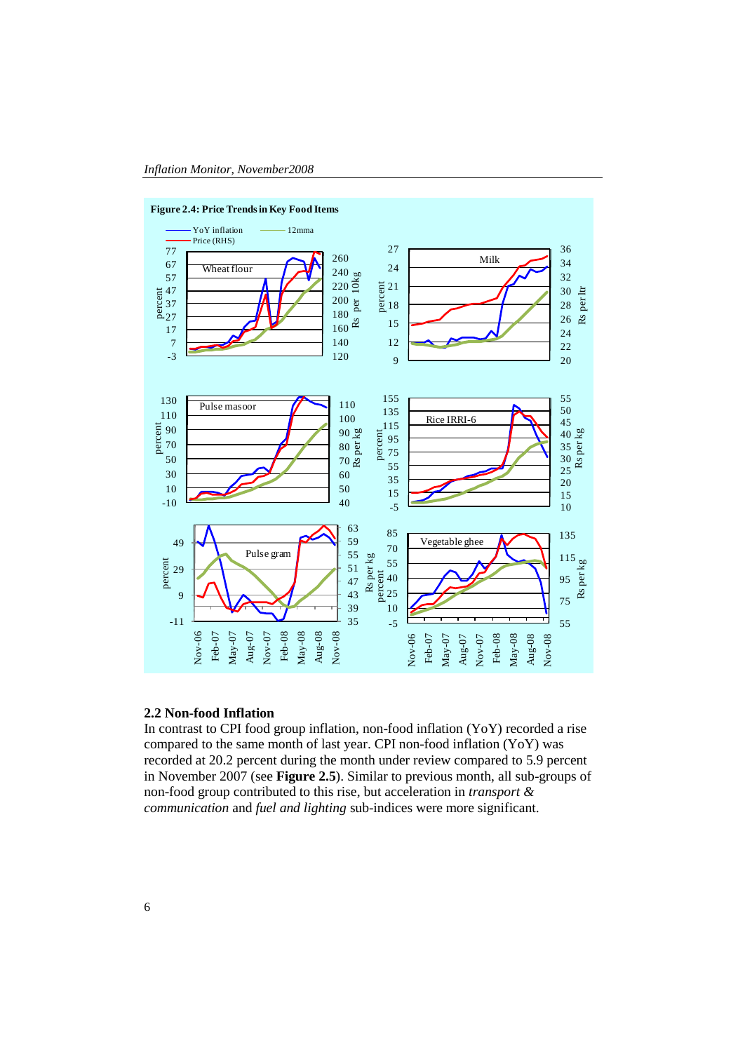**Figure 2.4: Price Trends in Key Food Items**

## 2.2 Non-food Inflation

In contrast to CPI food group inflation, non-food inflation (YoY) recorded a rise compared to the same month of last year. CPI non-food inflation (YoY) was recorded at 20.2 percent during the month under review compared to 5.9 percent in November 2007 (see **Figure 2.5**). Similar to previous month, all sub-groups of non-food group contributed to this rise, but acceleration in *transport & communication* and *fuel and lighting* sub-indices were more significant.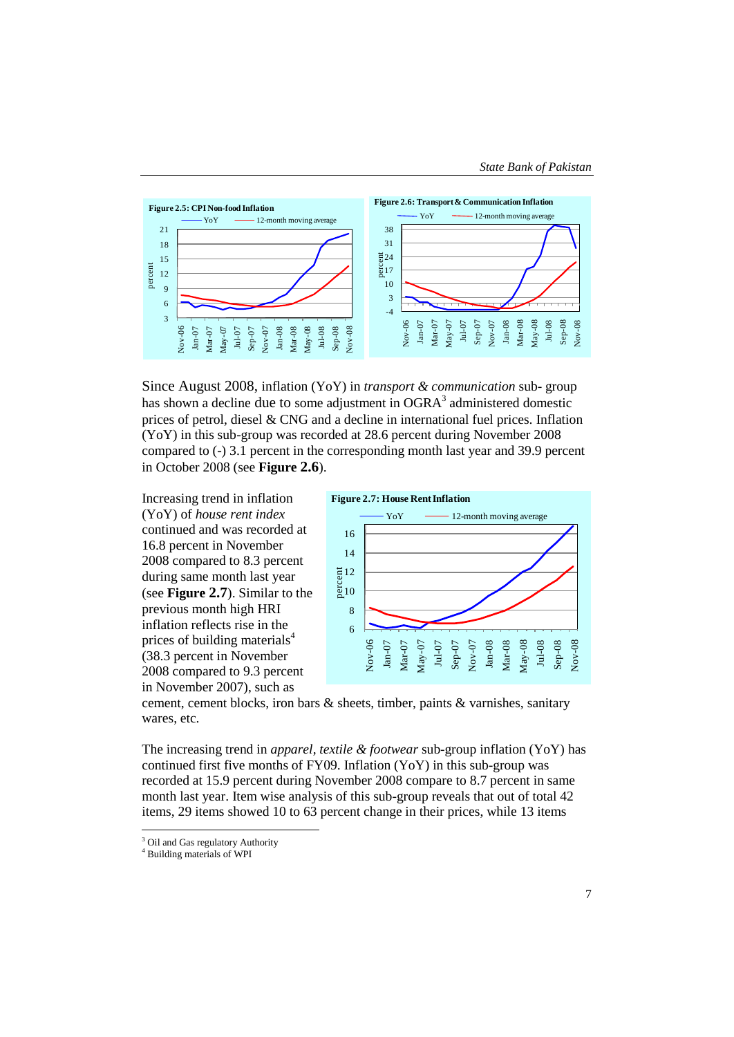**Figure 2.5: CPI Non-food Inflation**

**Figure 2.6: Transport & Communication Inflation**

Since August 2008, inflation (YoY) in *transport & communication* sub- group has shown a decline due to some adjustment in OGRA[3] administered domestic prices of petrol, diesel & CNG and a decline in international fuel prices. Inflation (YoY) in this sub-group was recorded at 28.6 percent during November 2008 compared to (-) 3.1 percent in the corresponding month last year and 39.9 percent in October 2008 (see **Figure 2.6**).

**Figure 2.7: House Rent Inflation**

Increasing trend in inflation (YoY) of *house rent index* continued and was recorded at 16.8 percent in November 2008 compared to 8.3 percent during same month last year (see **Figure 2.7**). Similar to the previous month high HRI inflation reflects rise in the prices of building materials[4] (38.3 percent in November 2008 compared to 9.3 percent in November 2007), such as cement, cement blocks, iron bars & sheets, timber, paints & varnishes, sanitary wares, etc.

The increasing trend in *apparel, textile & footwear* sub-group inflation (YoY) has continued first five months of FY09. Inflation (YoY) in this sub-group was recorded at 15.9 percent during November 2008 compare to 8.7 percent in same month last year. Item wise analysis of this sub-group reveals that out of total 42 items, 29 items showed 10 to 63 percent change in their prices, while 13 items

---

[3] Oil and Gas regulatory Authority

[4] Building materials of WPI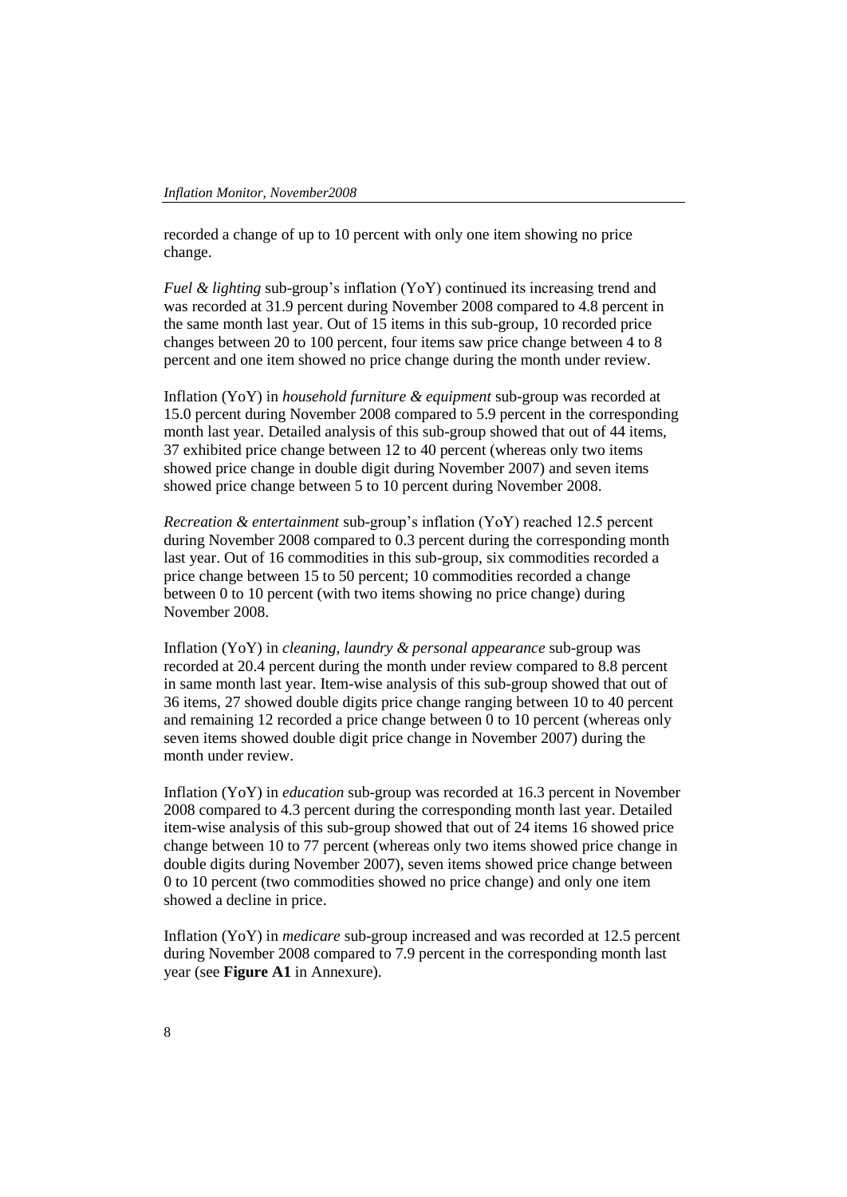recorded a change of up to 10 percent with only one item showing no price change.

*Fuel & lighting* sub-group's inflation (YoY) continued its increasing trend and was recorded at 31.9 percent during November 2008 compared to 4.8 percent in the same month last year. Out of 15 items in this sub-group, 10 recorded price changes between 20 to 100 percent, four items saw price change between 4 to 8 percent and one item showed no price change during the month under review.

Inflation (YoY) in *household furniture & equipment* sub-group was recorded at 15.0 percent during November 2008 compared to 5.9 percent in the corresponding month last year. Detailed analysis of this sub-group showed that out of 44 items, 37 exhibited price change between 12 to 40 percent (whereas only two items showed price change in double digit during November 2007) and seven items showed price change between 5 to 10 percent during November 2008.

*Recreation & entertainment* sub-group's inflation (YoY) reached 12.5 percent during November 2008 compared to 0.3 percent during the corresponding month last year. Out of 16 commodities in this sub-group, six commodities recorded a price change between 15 to 50 percent; 10 commodities recorded a change between 0 to 10 percent (with two items showing no price change) during November 2008.

Inflation (YoY) in *cleaning, laundry & personal appearance* sub-group was recorded at 20.4 percent during the month under review compared to 8.8 percent in same month last year. Item-wise analysis of this sub-group showed that out of 36 items, 27 showed double digits price change ranging between 10 to 40 percent and remaining 12 recorded a price change between 0 to 10 percent (whereas only seven items showed double digit price change in November 2007) during the month under review.

Inflation (YoY) in *education* sub-group was recorded at 16.3 percent in November 2008 compared to 4.3 percent during the corresponding month last year. Detailed item-wise analysis of this sub-group showed that out of 24 items 16 showed price change between 10 to 77 percent (whereas only two items showed price change in double digits during November 2007), seven items showed price change between 0 to 10 percent (two commodities showed no price change) and only one item showed a decline in price.

Inflation (YoY) in *medicare* sub-group increased and was recorded at 12.5 percent during November 2008 compared to 7.9 percent in the corresponding month last year (see **Figure A1** in Annexure).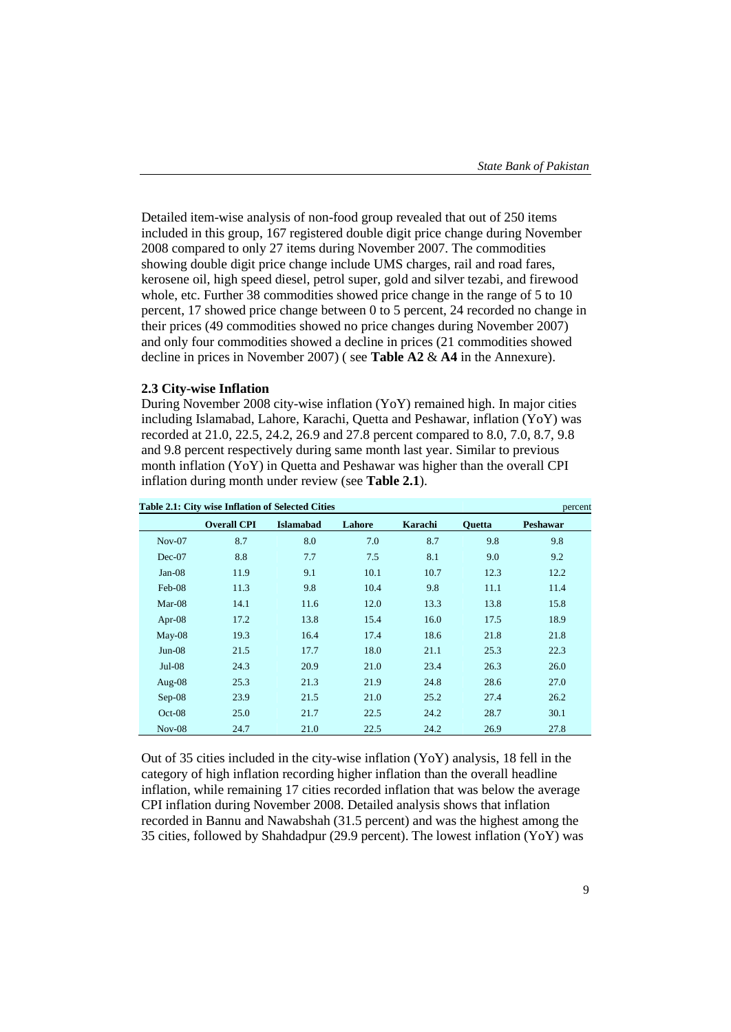Detailed item-wise analysis of non-food group revealed that out of 250 items included in this group, 167 registered double digit price change during November 2008 compared to only 27 items during November 2007. The commodities showing double digit price change include UMS charges, rail and road fares, kerosene oil, high speed diesel, petrol super, gold and silver tezabi, and firewood whole, etc. Further 38 commodities showed price change in the range of 5 to 10 percent, 17 showed price change between 0 to 5 percent, 24 recorded no change in their prices (49 commodities showed no price changes during November 2007) and only four commodities showed a decline in prices (21 commodities showed decline in prices in November 2007) ( see **Table A2** & **A4** in the Annexure).

### 2.3 City-wise Inflation

During November 2008 city-wise inflation (YoY) remained high. In major cities including Islamabad, Lahore, Karachi, Quetta and Peshawar, inflation (YoY) was recorded at 21.0, 22.5, 24.2, 26.9 and 27.8 percent compared to 8.0, 7.0, 8.7, 9.8 and 9.8 percent respectively during same month last year. Similar to previous month inflation (YoY) in Quetta and Peshawar was higher than the overall CPI inflation during month under review (see **Table 2.1**).

**Table 2.1: City wise Inflation of Selected Cities** (percent)

| | Overall CPI | Islamabad | Lahore | Karachi | Quetta | Peshawar |
|---|---|---|---|---|---|---|
| Nov-07 | 8.7 | 8.0 | 7.0 | 8.7 | 9.8 | 9.8 |
| Dec-07 | 8.8 | 7.7 | 7.5 | 8.1 | 9.0 | 9.2 |
| Jan-08 | 11.9 | 9.1 | 10.1 | 10.7 | 12.3 | 12.2 |
| Feb-08 | 11.3 | 9.8 | 10.4 | 9.8 | 11.1 | 11.4 |
| Mar-08 | 14.1 | 11.6 | 12.0 | 13.3 | 13.8 | 15.8 |
| Apr-08 | 17.2 | 13.8 | 15.4 | 16.0 | 17.5 | 18.9 |
| May-08 | 19.3 | 16.4 | 17.4 | 18.6 | 21.8 | 21.8 |
| Jun-08 | 21.5 | 17.7 | 18.0 | 21.1 | 25.3 | 22.3 |
| Jul-08 | 24.3 | 20.9 | 21.0 | 23.4 | 26.3 | 26.0 |
| Aug-08 | 25.3 | 21.3 | 21.9 | 24.8 | 28.6 | 27.0 |
| Sep-08 | 23.9 | 21.5 | 21.0 | 25.2 | 27.4 | 26.2 |
| Oct-08 | 25.0 | 21.7 | 22.5 | 24.2 | 28.7 | 30.1 |
| Nov-08 | 24.7 | 21.0 | 22.5 | 24.2 | 26.9 | 27.8 |

Out of 35 cities included in the city-wise inflation (YoY) analysis, 18 fell in the category of high inflation recording higher inflation than the overall headline inflation, while remaining 17 cities recorded inflation that was below the average CPI inflation during November 2008. Detailed analysis shows that inflation recorded in Bannu and Nawabshah (31.5 percent) and was the highest among the 35 cities, followed by Shahdadpur (29.9 percent). The lowest inflation (YoY) was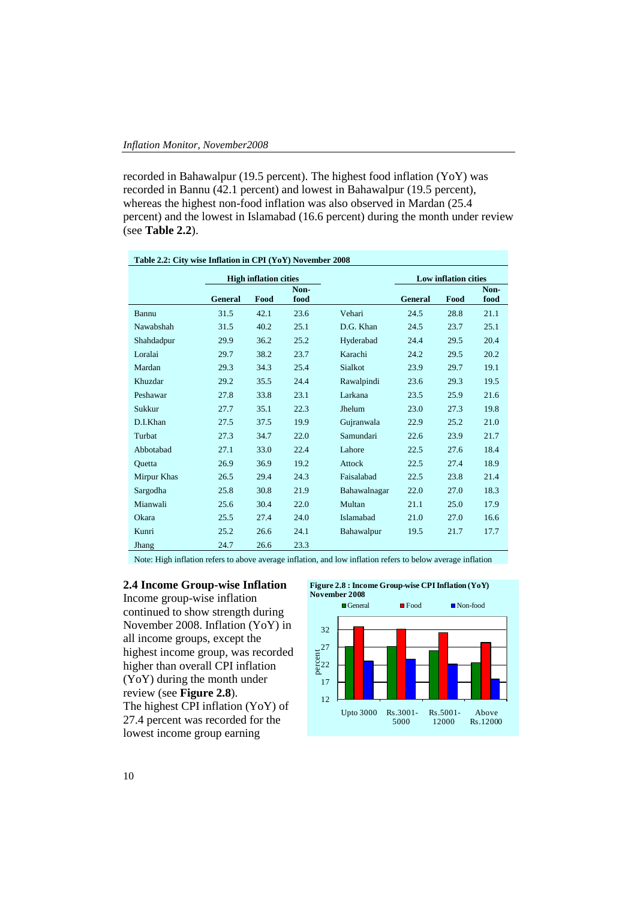recorded in Bahawalpur (19.5 percent). The highest food inflation (YoY) was recorded in Bannu (42.1 percent) and lowest in Bahawalpur (19.5 percent), whereas the highest non-food inflation was also observed in Mardan (25.4 percent) and the lowest in Islamabad (16.6 percent) during the month under review (see **Table 2.2**).

**Table 2.2: City wise Inflation in CPI (YoY) November 2008**

| | High inflation cities | | | | Low inflation cities | | |
|---|---|---|---|---|---|---|---|
| | General | Food | Non-food | | General | Food | Non-food |
| Bannu | 31.5 | 42.1 | 23.6 | Vehari | 24.5 | 28.8 | 21.1 |
| Nawabshah | 31.5 | 40.2 | 25.1 | D.G. Khan | 24.5 | 23.7 | 25.1 |
| Shahdadpur | 29.9 | 36.2 | 25.2 | Hyderabad | 24.4 | 29.5 | 20.4 |
| Loralai | 29.7 | 38.2 | 23.7 | Karachi | 24.2 | 29.5 | 20.2 |
| Mardan | 29.3 | 34.3 | 25.4 | Sialkot | 23.9 | 29.7 | 19.1 |
| Khuzdar | 29.2 | 35.5 | 24.4 | Rawalpindi | 23.6 | 29.3 | 19.5 |
| Peshawar | 27.8 | 33.8 | 23.1 | Larkana | 23.5 | 25.9 | 21.6 |
| Sukkur | 27.7 | 35.1 | 22.3 | Jhelum | 23.0 | 27.3 | 19.8 |
| D.I.Khan | 27.5 | 37.5 | 19.9 | Gujranwala | 22.9 | 25.2 | 21.0 |
| Turbat | 27.3 | 34.7 | 22.0 | Samundari | 22.6 | 23.9 | 21.7 |
| Abbotabad | 27.1 | 33.0 | 22.4 | Lahore | 22.5 | 27.6 | 18.4 |
| Quetta | 26.9 | 36.9 | 19.2 | Attock | 22.5 | 27.4 | 18.9 |
| Mirpur Khas | 26.5 | 29.4 | 24.3 | Faisalabad | 22.5 | 23.8 | 21.4 |
| Sargodha | 25.8 | 30.8 | 21.9 | Bahawalnagar | 22.0 | 27.0 | 18.3 |
| Mianwali | 25.6 | 30.4 | 22.0 | Multan | 21.1 | 25.0 | 17.9 |
| Okara | 25.5 | 27.4 | 24.0 | Islamabad | 21.0 | 27.0 | 16.6 |
| Kunri | 25.2 | 26.6 | 24.1 | Bahawalpur | 19.5 | 21.7 | 17.7 |
| Jhang | 24.7 | 26.6 | 23.3 | | | | |

Note: High inflation refers to above average inflation, and low inflation refers to below average inflation

## 2.4 Income Group-wise Inflation

Income group-wise inflation continued to show strength during November 2008. Inflation (YoY) in all income groups, except the highest income group, was recorded higher than overall CPI inflation (YoY) during the month under review (see **Figure 2.8**).

The highest CPI inflation (YoY) of 27.4 percent was recorded for the lowest income group earning

**Figure 2.8 : Income Group-wise CPI Inflation (YoY) November 2008**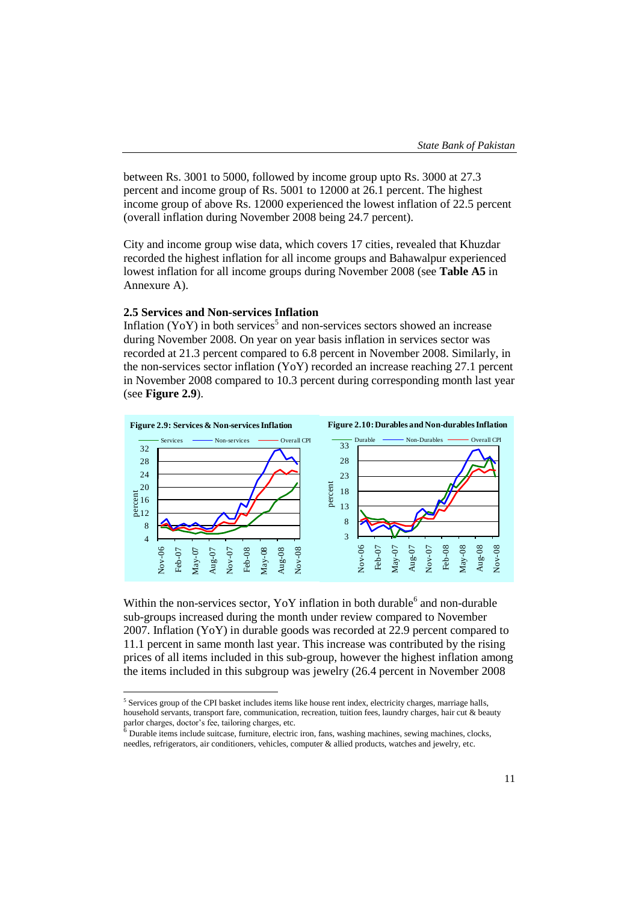between Rs. 3001 to 5000, followed by income group upto Rs. 3000 at 27.3 percent and income group of Rs. 5001 to 12000 at 26.1 percent. The highest income group of above Rs. 12000 experienced the lowest inflation of 22.5 percent (overall inflation during November 2008 being 24.7 percent).

City and income group wise data, which covers 17 cities, revealed that Khuzdar recorded the highest inflation for all income groups and Bahawalpur experienced lowest inflation for all income groups during November 2008 (see **Table A5** in Annexure A).

### 2.5 Services and Non-services Inflation

Inflation (YoY) in both services[5] and non-services sectors showed an increase during November 2008. On year on year basis inflation in services sector was recorded at 21.3 percent compared to 6.8 percent in November 2008. Similarly, in the non-services sector inflation (YoY) recorded an increase reaching 27.1 percent in November 2008 compared to 10.3 percent during corresponding month last year (see **Figure 2.9**).

**Figure 2.9: Services & Non-services Inflation**

**Figure 2.10: Durables and Non-durables Inflation**

Within the non-services sector, YoY inflation in both durable[6] and non-durable sub-groups increased during the month under review compared to November 2007. Inflation (YoY) in durable goods was recorded at 22.9 percent compared to 11.1 percent in same month last year. This increase was contributed by the rising prices of all items included in this sub-group, however the highest inflation among the items included in this subgroup was jewelry (26.4 percent in November 2008

---

[5] Services group of the CPI basket includes items like house rent index, electricity charges, marriage halls, household servants, transport fare, communication, recreation, tuition fees, laundry charges, hair cut & beauty parlor charges, doctor's fee, tailoring charges, etc.

[6] Durable items include suitcase, furniture, electric iron, fans, washing machines, sewing machines, clocks, needles, refrigerators, air conditioners, vehicles, computer & allied products, watches and jewelry, etc.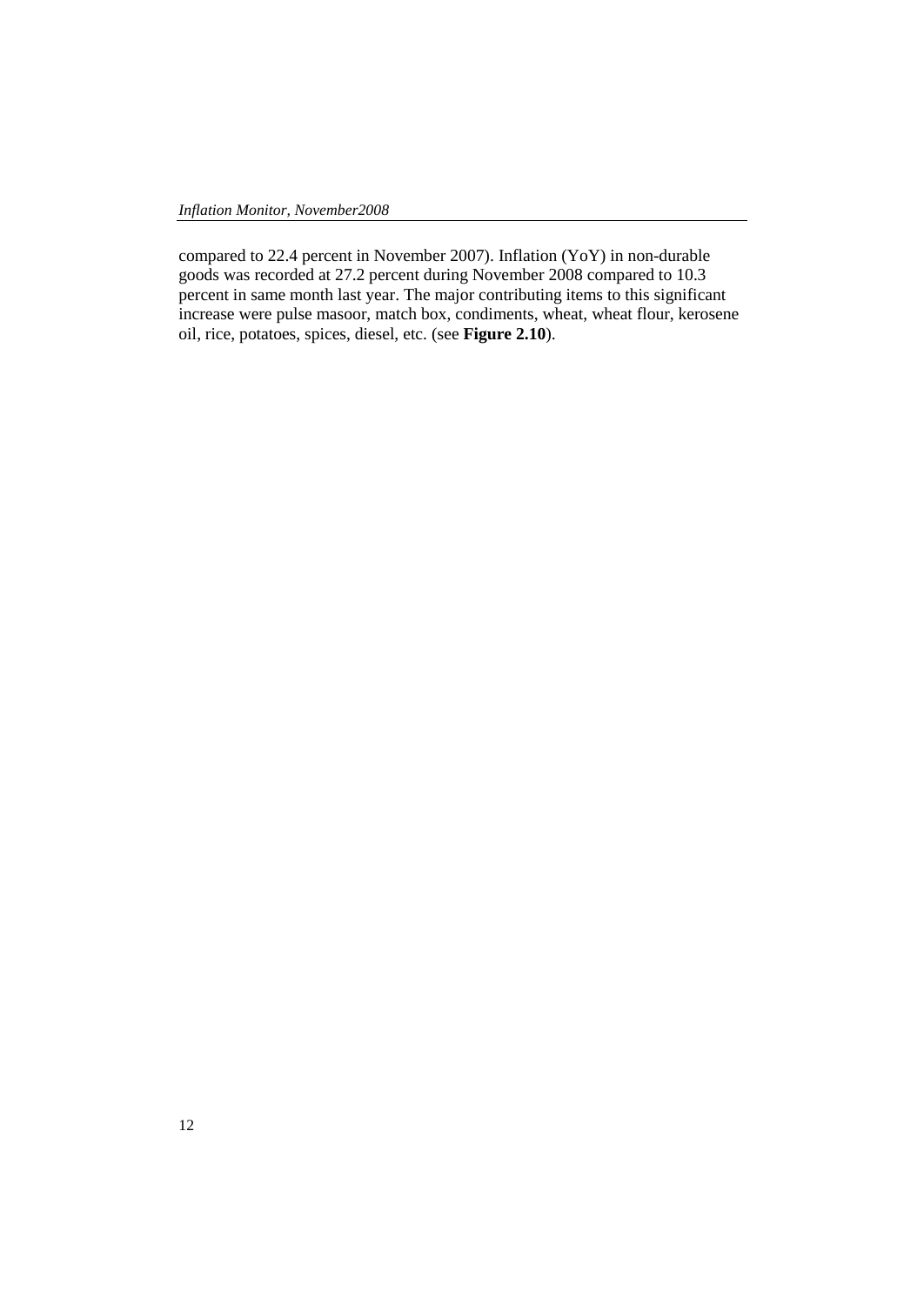compared to 22.4 percent in November 2007). Inflation (YoY) in non-durable goods was recorded at 27.2 percent during November 2008 compared to 10.3 percent in same month last year. The major contributing items to this significant increase were pulse masoor, match box, condiments, wheat, wheat flour, kerosene oil, rice, potatoes, spices, diesel, etc. (see **Figure 2.10**).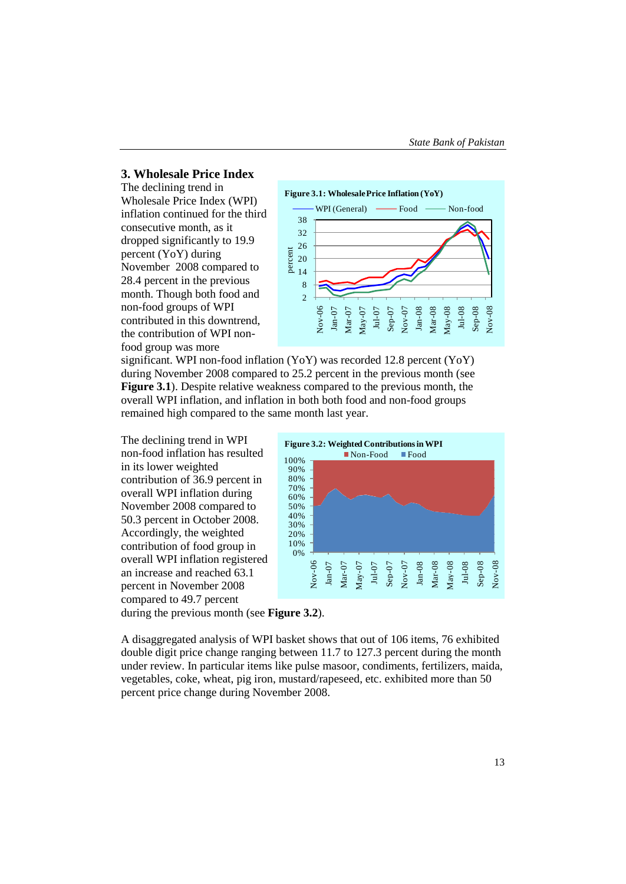## 3. Wholesale Price Index

The declining trend in Wholesale Price Index (WPI) inflation continued for the third consecutive month, as it dropped significantly to 19.9 percent (YoY) during November 2008 compared to 28.4 percent in the previous month. Though both food and non-food groups of WPI contributed in this downtrend, the contribution of WPI non-food group was more significant. WPI non-food inflation (YoY) was recorded 12.8 percent (YoY) during November 2008 compared to 25.2 percent in the previous month (see **Figure 3.1**). Despite relative weakness compared to the previous month, the overall WPI inflation, and inflation in both both food and non-food groups remained high compared to the same month last year.

**Figure 3.1: Wholesale Price Inflation (YoY)**

The declining trend in WPI non-food inflation has resulted in its lower weighted contribution of 36.9 percent in overall WPI inflation during November 2008 compared to 50.3 percent in October 2008. Accordingly, the weighted contribution of food group in overall WPI inflation registered an increase and reached 63.1 percent in November 2008 compared to 49.7 percent during the previous month (see **Figure 3.2**).

**Figure 3.2: Weighted Contributions in WPI**

A disaggregated analysis of WPI basket shows that out of 106 items, 76 exhibited double digit price change ranging between 11.7 to 127.3 percent during the month under review. In particular items like pulse masoor, condiments, fertilizers, maida, vegetables, coke, wheat, pig iron, mustard/rapeseed, etc. exhibited more than 50 percent price change during November 2008.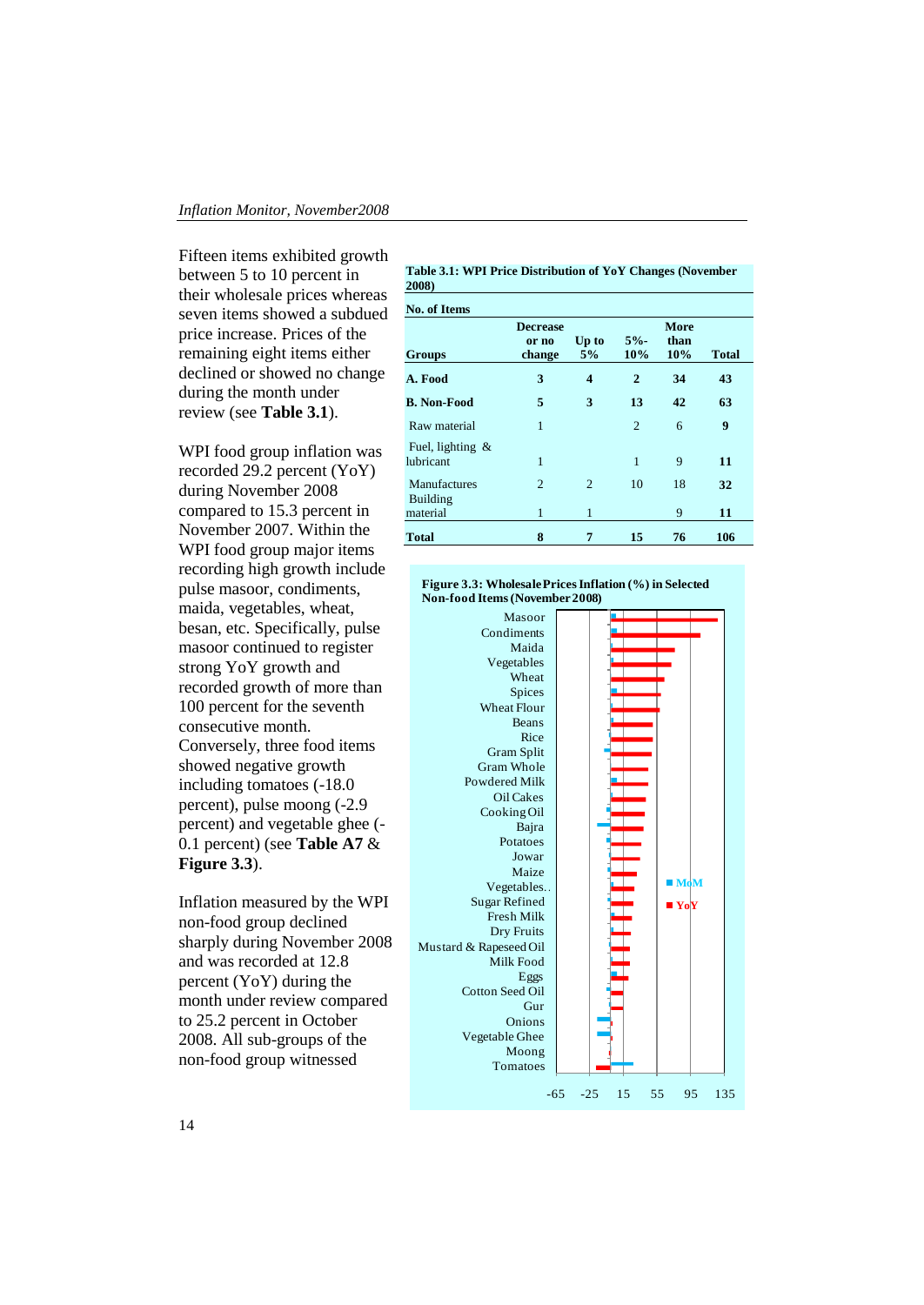Fifteen items exhibited growth between 5 to 10 percent in their wholesale prices whereas seven items showed a subdued price increase. Prices of the remaining eight items either declined or showed no change during the month under review (see **Table 3.1**).

WPI food group inflation was recorded 29.2 percent (YoY) during November 2008 compared to 15.3 percent in November 2007. Within the WPI food group major items recording high growth include pulse masoor, condiments, maida, vegetables, wheat, besan, etc. Specifically, pulse masoor continued to register strong YoY growth and recorded growth of more than 100 percent for the seventh consecutive month. Conversely, three food items showed negative growth including tomatoes (-18.0 percent), pulse moong (-2.9 percent) and vegetable ghee (-0.1 percent) (see **Table A7** & **Figure 3.3**).

Inflation measured by the WPI non-food group declined sharply during November 2008 and was recorded at 12.8 percent (YoY) during the month under review compared to 25.2 percent in October 2008. All sub-groups of the non-food group witnessed

**Table 3.1: WPI Price Distribution of YoY Changes (November 2008)**

No. of Items

| Groups | Decrease or no change | Up to 5% | 5%-10% | More than 10% | Total |
|---|---|---|---|---|---|
| **A. Food** | **3** | **4** | **2** | **34** | **43** |
| **B. Non-Food** | **5** | **3** | **13** | **42** | **63** |
| Raw material | 1 | | 2 | 6 | **9** |
| Fuel, lighting & lubricant | 1 | | 1 | 9 | **11** |
| Manufactures | 2 | 2 | 10 | 18 | **32** |
| Building material | 1 | 1 | | 9 | **11** |
| **Total** | **8** | **7** | **15** | **76** | **106** |

**Figure 3.3: Wholesale Prices Inflation (%) in Selected Non-food Items (November 2008)**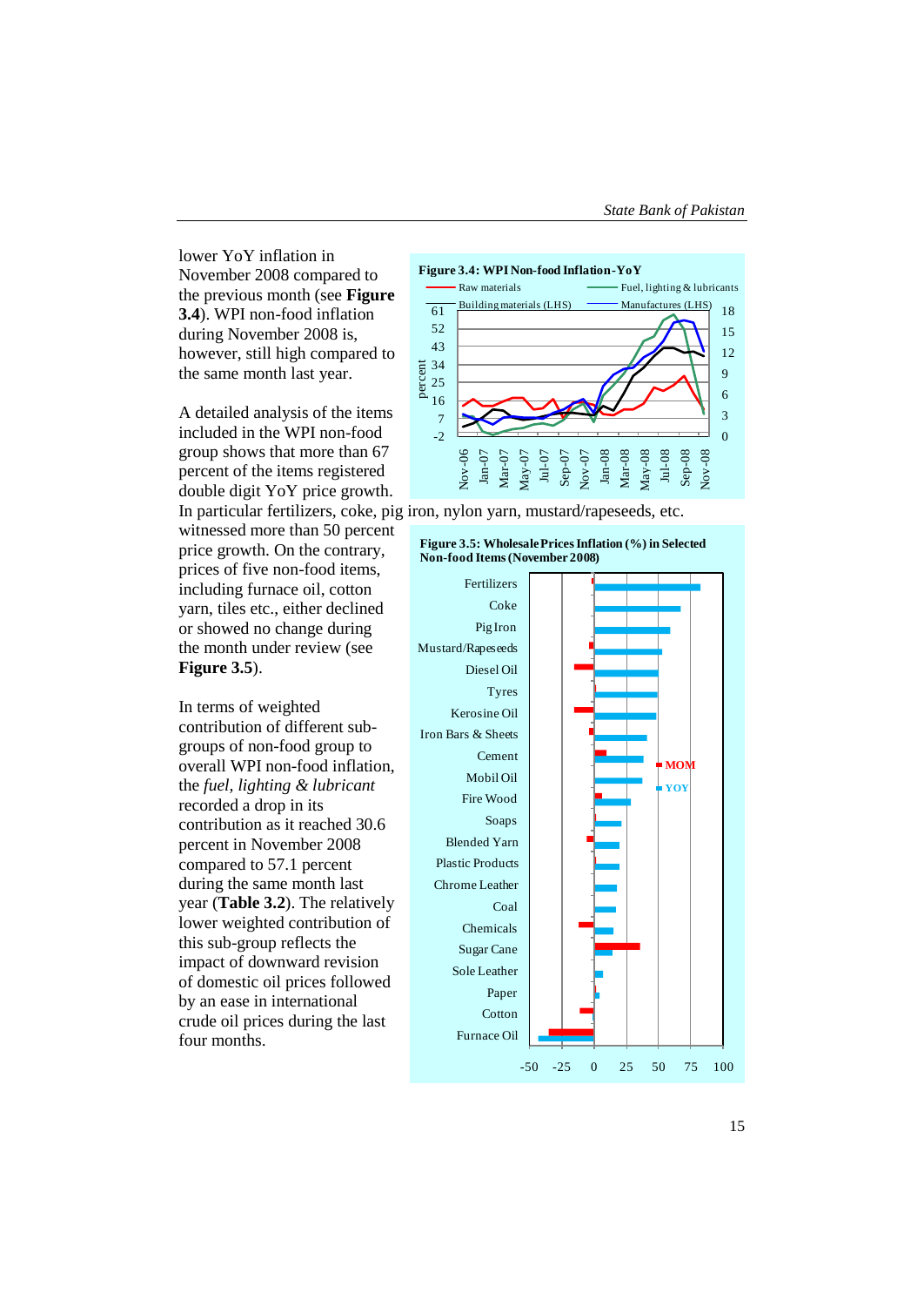lower YoY inflation in November 2008 compared to the previous month (see **Figure 3.4**). WPI non-food inflation during November 2008 is, however, still high compared to the same month last year.

A detailed analysis of the items included in the WPI non-food group shows that more than 67 percent of the items registered double digit YoY price growth. In particular fertilizers, coke, pig iron, nylon yarn, mustard/rapeseeds, etc. witnessed more than 50 percent price growth. On the contrary, prices of five non-food items, including furnace oil, cotton yarn, tiles etc., either declined or showed no change during the month under review (see **Figure 3.5**).

In terms of weighted contribution of different sub-groups of non-food group to overall WPI non-food inflation, the *fuel, lighting & lubricant* recorded a drop in its contribution as it reached 30.6 percent in November 2008 compared to 57.1 percent during the same month last year (**Table 3.2**). The relatively lower weighted contribution of this sub-group reflects the impact of downward revision of domestic oil prices followed by an ease in international crude oil prices during the last four months.

**Figure 3.4: WPI Non-food Inflation-YoY**

**Figure 3.5: Wholesale Prices Inflation (%) in Selected Non-food Items (November 2008)**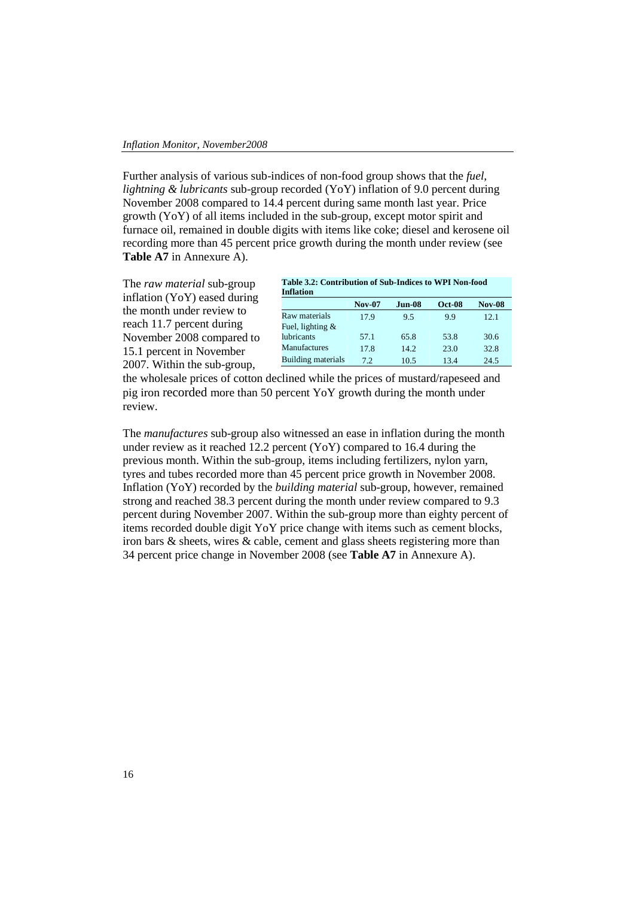Further analysis of various sub-indices of non-food group shows that the *fuel, lightning & lubricants* sub-group recorded (YoY) inflation of 9.0 percent during November 2008 compared to 14.4 percent during same month last year. Price growth (YoY) of all items included in the sub-group, except motor spirit and furnace oil, remained in double digits with items like coke; diesel and kerosene oil recording more than 45 percent price growth during the month under review (see **Table A7** in Annexure A).

**Table 3.2: Contribution of Sub-Indices to WPI Non-food Inflation**

| | Nov-07 | Jun-08 | Oct-08 | Nov-08 |
|---|---|---|---|---|
| Raw materials | 17.9 | 9.5 | 9.9 | 12.1 |
| Fuel, lighting & lubricants | 57.1 | 65.8 | 53.8 | 30.6 |
| Manufactures | 17.8 | 14.2 | 23.0 | 32.8 |
| Building materials | 7.2 | 10.5 | 13.4 | 24.5 |

The *raw material* sub-group inflation (YoY) eased during the month under review to reach 11.7 percent during November 2008 compared to 15.1 percent in November 2007. Within the sub-group, the wholesale prices of cotton declined while the prices of mustard/rapeseed and pig iron recorded more than 50 percent YoY growth during the month under review.

The *manufactures* sub-group also witnessed an ease in inflation during the month under review as it reached 12.2 percent (YoY) compared to 16.4 during the previous month. Within the sub-group, items including fertilizers, nylon yarn, tyres and tubes recorded more than 45 percent price growth in November 2008. Inflation (YoY) recorded by the *building material* sub-group, however, remained strong and reached 38.3 percent during the month under review compared to 9.3 percent during November 2007. Within the sub-group more than eighty percent of items recorded double digit YoY price change with items such as cement blocks, iron bars & sheets, wires & cable, cement and glass sheets registering more than 34 percent price change in November 2008 (see **Table A7** in Annexure A).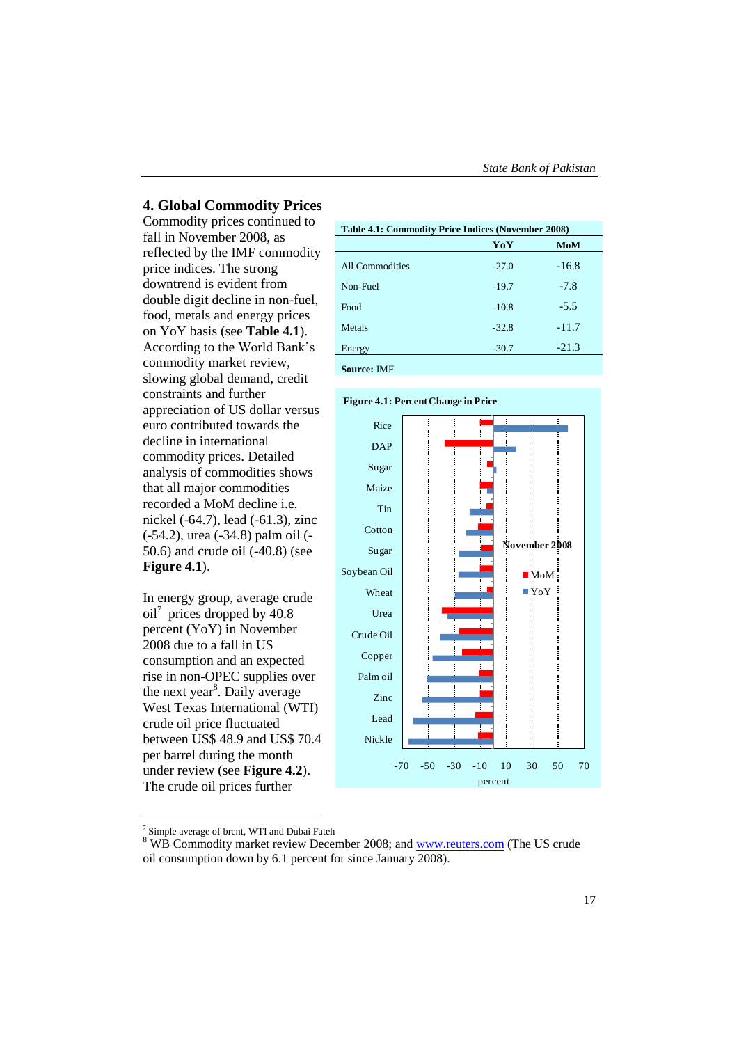## 4. Global Commodity Prices

Commodity prices continued to fall in November 2008, as reflected by the IMF commodity price indices. The strong downtrend is evident from double digit decline in non-fuel, food, metals and energy prices on YoY basis (see **Table 4.1**). According to the World Bank's commodity market review, slowing global demand, credit constraints and further appreciation of US dollar versus euro contributed towards the decline in international commodity prices. Detailed analysis of commodities shows that all major commodities recorded a MoM decline i.e. nickel (-64.7), lead (-61.3), zinc (-54.2), urea (-34.8) palm oil (-50.6) and crude oil (-40.8) (see **Figure 4.1**).

In energy group, average crude oil[7] prices dropped by 40.8 percent (YoY) in November 2008 due to a fall in US consumption and an expected rise in non-OPEC supplies over the next year[8]. Daily average West Texas International (WTI) crude oil price fluctuated between US$ 48.9 and US$ 70.4 per barrel during the month under review (see **Figure 4.2**). The crude oil prices further

**Table 4.1: Commodity Price Indices (November 2008)**

| | YoY | MoM |
|---|---|---|
| All Commodities | -27.0 | -16.8 |
| Non-Fuel | -19.7 | -7.8 |
| Food | -10.8 | -5.5 |
| Metals | -32.8 | -11.7 |
| Energy | -30.7 | -21.3 |

**Source:** IMF

**Figure 4.1: Percent Change in Price**

[7] Simple average of brent, WTI and Dubai Fateh

[8] WB Commodity market review December 2008; and www.reuters.com (The US crude oil consumption down by 6.1 percent for since January 2008).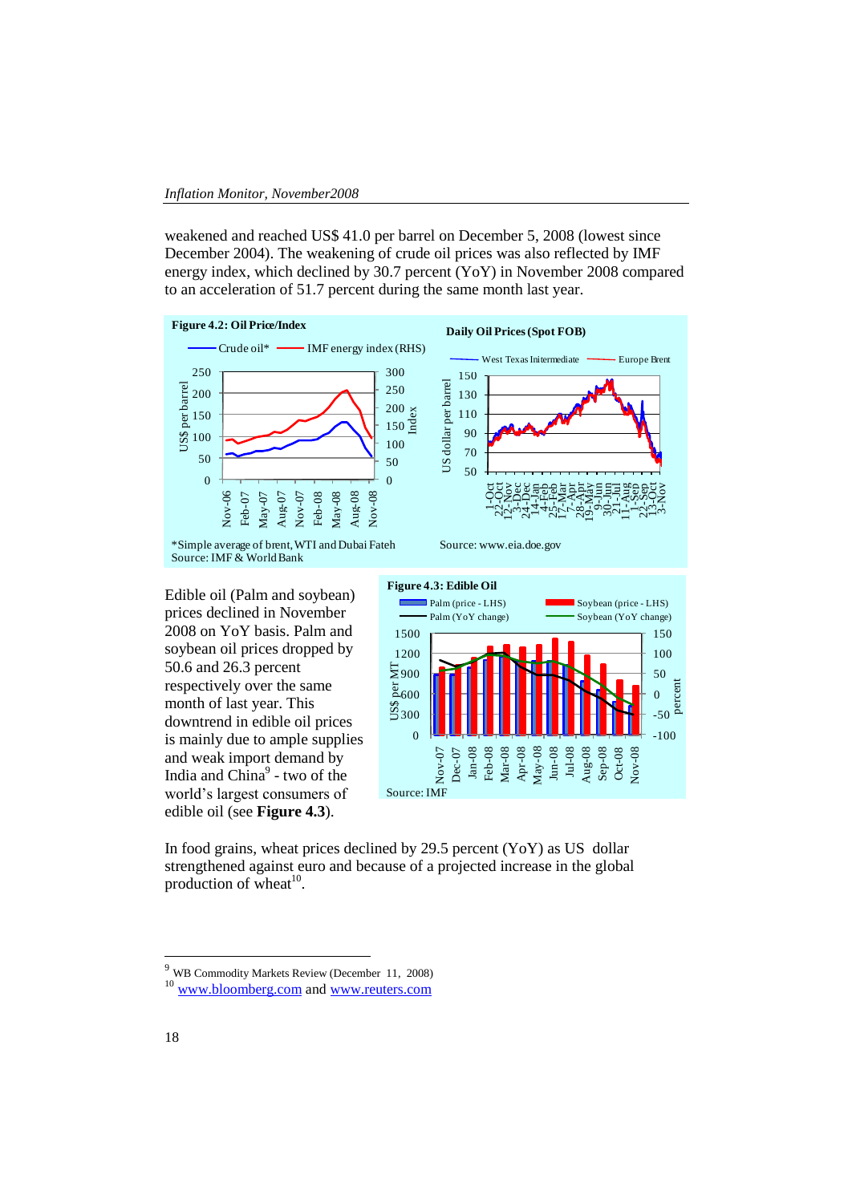weakened and reached US$ 41.0 per barrel on December 5, 2008 (lowest since December 2004). The weakening of crude oil prices was also reflected by IMF energy index, which declined by 30.7 percent (YoY) in November 2008 compared to an acceleration of 51.7 percent during the same month last year.

**Figure 4.2: Oil Price/Index**

*Simple average of brent, WTI and Dubai Fateh
Source: IMF & World Bank

**Daily Oil Prices (Spot FOB)**

Source: www.eia.doe.gov

Edible oil (Palm and soybean) prices declined in November 2008 on YoY basis. Palm and soybean oil prices dropped by 50.6 and 26.3 percent respectively over the same month of last year. This downtrend in edible oil prices is mainly due to ample supplies and weak import demand by India and China[9] - two of the world's largest consumers of edible oil (see **Figure 4.3**).

**Figure 4.3: Edible Oil**

Source: IMF

In food grains, wheat prices declined by 29.5 percent (YoY) as US dollar strengthened against euro and because of a projected increase in the global production of wheat[10].

---

[9] WB Commodity Markets Review (December 11, 2008)

[10] www.bloomberg.com and www.reuters.com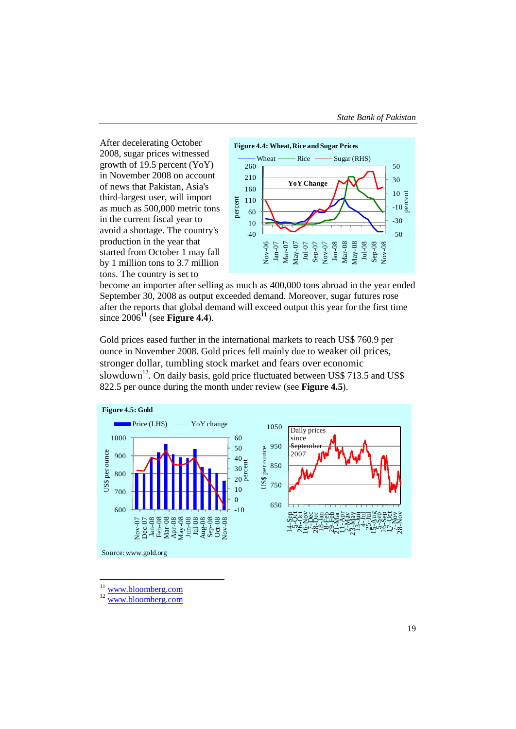After decelerating October 2008, sugar prices witnessed growth of 19.5 percent (YoY) in November 2008 on account of news that Pakistan, Asia's third-largest user, will import as much as 500,000 metric tons in the current fiscal year to avoid a shortage. The country's production in the year that started from October 1 may fall by 1 million tons to 3.7 million tons. The country is set to become an importer after selling as much as 400,000 tons abroad in the year ended September 30, 2008 as output exceeded demand. Moreover, sugar futures rose after the reports that global demand will exceed output this year for the first time since 2006[11] (see **Figure 4.4**).

**Figure 4.4: Wheat, Rice and Sugar Prices**

Gold prices eased further in the international markets to reach US$ 760.9 per ounce in November 2008. Gold prices fell mainly due to weaker oil prices, stronger dollar, tumbling stock market and fears over economic slowdown[12]. On daily basis, gold price fluctuated between US$ 713.5 and US$ 822.5 per ounce during the month under review (see **Figure 4.5**).

**Figure 4.5: Gold**

Source: www.gold.org

---

[11] www.bloomberg.com

[12] www.bloomberg.com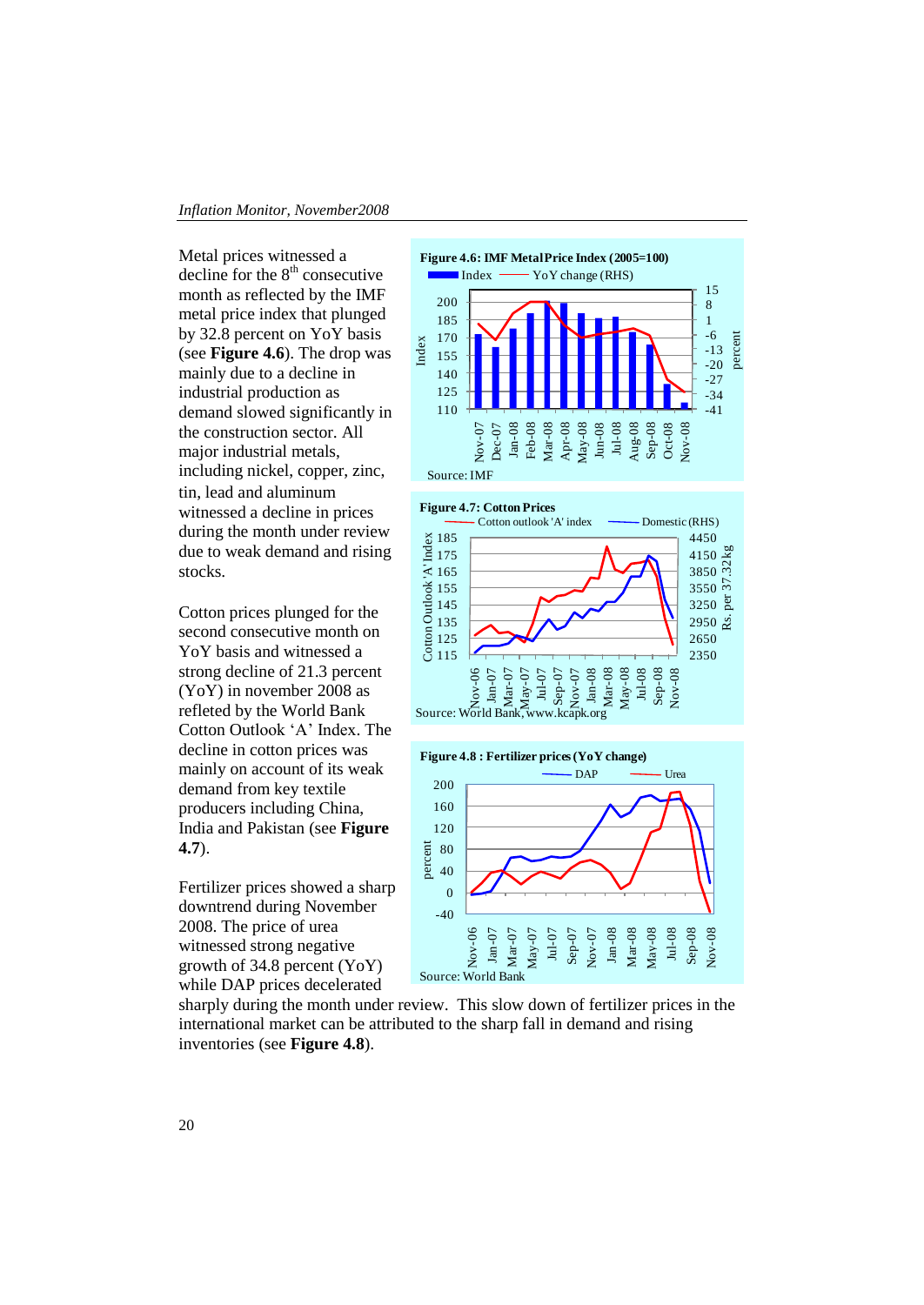Metal prices witnessed a decline for the 8th consecutive month as reflected by the IMF metal price index that plunged by 32.8 percent on YoY basis (see **Figure 4.6**). The drop was mainly due to a decline in industrial production as demand slowed significantly in the construction sector. All major industrial metals, including nickel, copper, zinc, tin, lead and aluminum witnessed a decline in prices during the month under review due to weak demand and rising stocks.

**Figure 4.6: IMF Metal Price Index (2005=100)**

Source: IMF

Cotton prices plunged for the second consecutive month on YoY basis and witnessed a strong decline of 21.3 percent (YoY) in november 2008 as refleted by the World Bank Cotton Outlook 'A' Index. The decline in cotton prices was mainly on account of its weak demand from key textile producers including China, India and Pakistan (see **Figure 4.7**).

**Figure 4.7: Cotton Prices**

Source: World Bank, www.kcapk.org

Fertilizer prices showed a sharp downtrend during November 2008. The price of urea witnessed strong negative growth of 34.8 percent (YoY) while DAP prices decelerated sharply during the month under review. This slow down of fertilizer prices in the international market can be attributed to the sharp fall in demand and rising inventories (see **Figure 4.8**).

**Figure 4.8 : Fertilizer prices (YoY change)**

Source: World Bank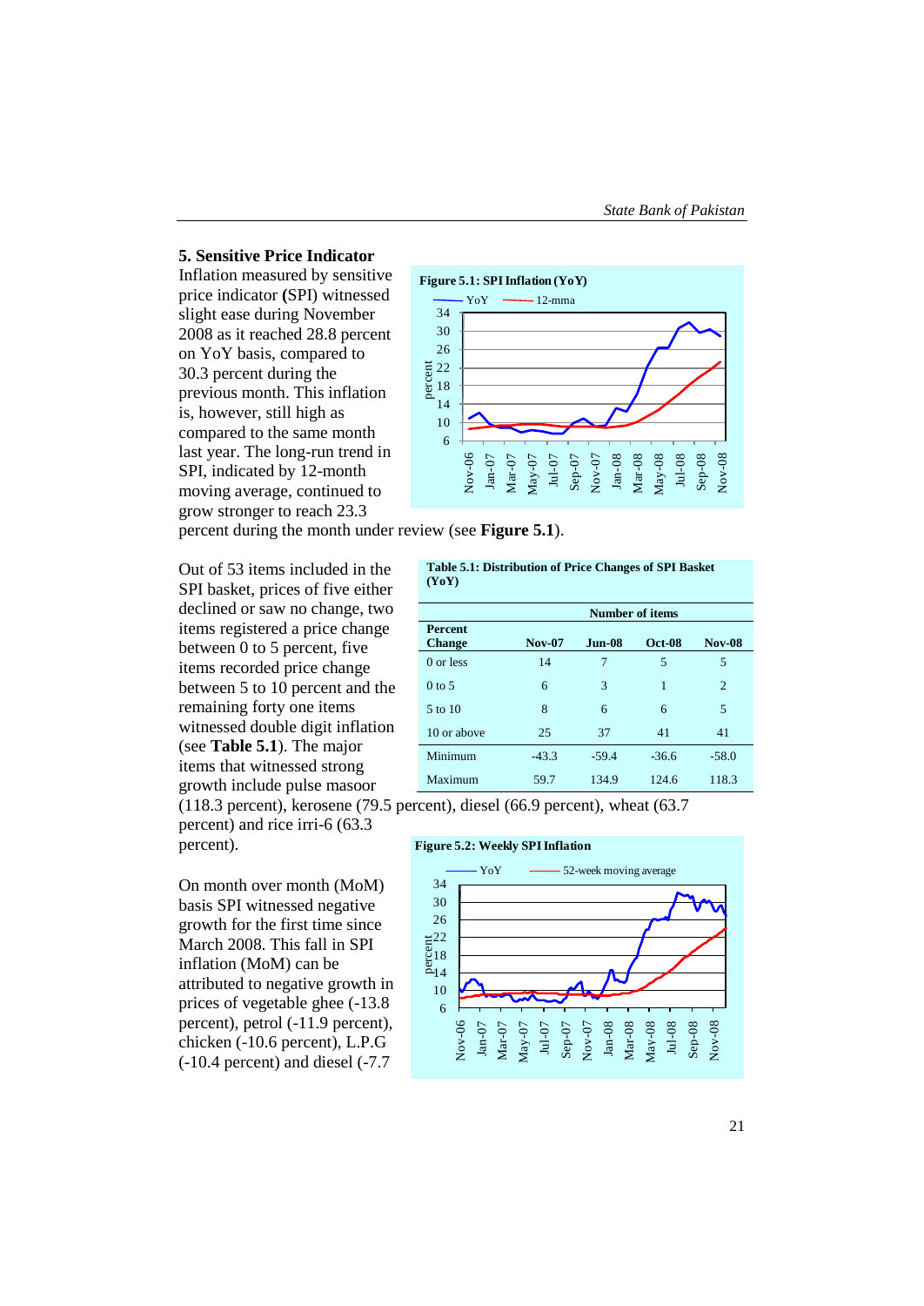## 5. Sensitive Price Indicator

Inflation measured by sensitive price indicator **(**SPI) witnessed slight ease during November 2008 as it reached 28.8 percent on YoY basis, compared to 30.3 percent during the previous month. This inflation is, however, still high as compared to the same month last year. The long-run trend in SPI, indicated by 12-month moving average, continued to grow stronger to reach 23.3 percent during the month under review (see **Figure 5.1**).

**Figure 5.1: SPI Inflation (YoY)**

Out of 53 items included in the SPI basket, prices of five either declined or saw no change, two items registered a price change between 0 to 5 percent, five items recorded price change between 5 to 10 percent and the remaining forty one items witnessed double digit inflation (see **Table 5.1**). The major items that witnessed strong growth include pulse masoor (118.3 percent), kerosene (79.5 percent), diesel (66.9 percent), wheat (63.7 percent) and rice irri-6 (63.3 percent).

**Table 5.1: Distribution of Price Changes of SPI Basket (YoY)**

| | Number of items | | | |
|---|---|---|---|---|
| **Percent Change** | **Nov-07** | **Jun-08** | **Oct-08** | **Nov-08** |
| 0 or less | 14 | 7 | 5 | 5 |
| 0 to 5 | 6 | 3 | 1 | 2 |
| 5 to 10 | 8 | 6 | 6 | 5 |
| 10 or above | 25 | 37 | 41 | 41 |
| Minimum | -43.3 | -59.4 | -36.6 | -58.0 |
| Maximum | 59.7 | 134.9 | 124.6 | 118.3 |

On month over month (MoM) basis SPI witnessed negative growth for the first time since March 2008. This fall in SPI inflation (MoM) can be attributed to negative growth in prices of vegetable ghee (-13.8 percent), petrol (-11.9 percent), chicken (-10.6 percent), L.P.G (-10.4 percent) and diesel (-7.7

**Figure 5.2: Weekly SPI Inflation**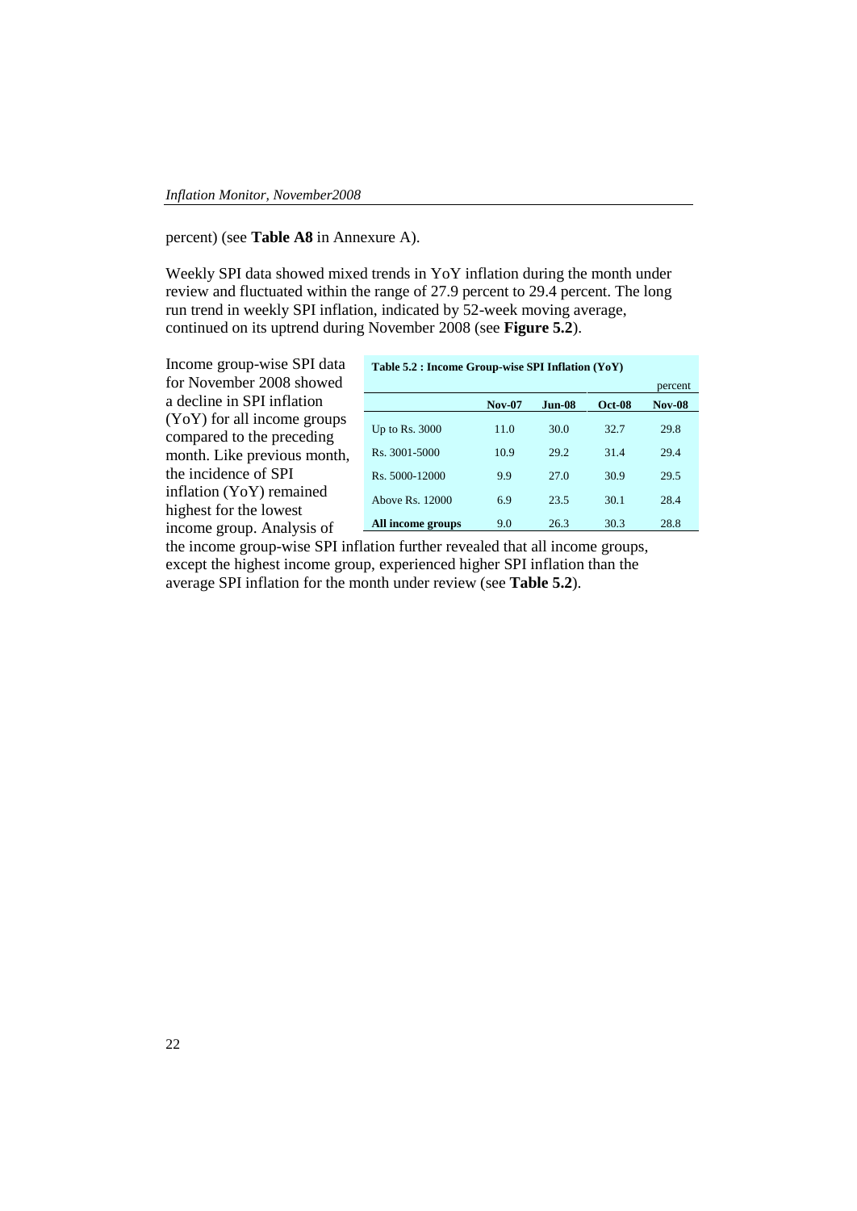percent) (see **Table A8** in Annexure A).

Weekly SPI data showed mixed trends in YoY inflation during the month under review and fluctuated within the range of 27.9 percent to 29.4 percent. The long run trend in weekly SPI inflation, indicated by 52-week moving average, continued on its uptrend during November 2008 (see **Figure 5.2**).

Income group-wise SPI data for November 2008 showed a decline in SPI inflation (YoY) for all income groups compared to the preceding month. Like previous month, the incidence of SPI inflation (YoY) remained highest for the lowest income group. Analysis of the income group-wise SPI inflation further revealed that all income groups, except the highest income group, experienced higher SPI inflation than the average SPI inflation for the month under review (see **Table 5.2**).

**Table 5.2 : Income Group-wise SPI Inflation (YoY)**

percent

| | Nov-07 | Jun-08 | Oct-08 | Nov-08 |
|---|---|---|---|---|
| Up to Rs. 3000 | 11.0 | 30.0 | 32.7 | 29.8 |
| Rs. 3001-5000 | 10.9 | 29.2 | 31.4 | 29.4 |
| Rs. 5000-12000 | 9.9 | 27.0 | 30.9 | 29.5 |
| Above Rs. 12000 | 6.9 | 23.5 | 30.1 | 28.4 |
| **All income groups** | 9.0 | 26.3 | 30.3 | 28.8 |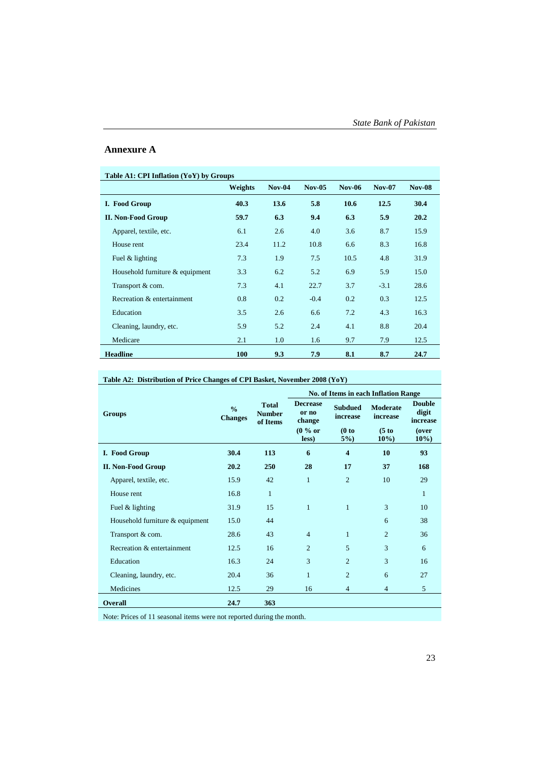## Annexure A

**Table A1: CPI Inflation (YoY) by Groups**

| | Weights | Nov-04 | Nov-05 | Nov-06 | Nov-07 | Nov-08 |
|---|---|---|---|---|---|---|
| **I. Food Group** | **40.3** | **13.6** | **5.8** | **10.6** | **12.5** | **30.4** |
| **II. Non-Food Group** | **59.7** | **6.3** | **9.4** | **6.3** | **5.9** | **20.2** |
| Apparel, textile, etc. | 6.1 | 2.6 | 4.0 | 3.6 | 8.7 | 15.9 |
| House rent | 23.4 | 11.2 | 10.8 | 6.6 | 8.3 | 16.8 |
| Fuel & lighting | 7.3 | 1.9 | 7.5 | 10.5 | 4.8 | 31.9 |
| Household furniture & equipment | 3.3 | 6.2 | 5.2 | 6.9 | 5.9 | 15.0 |
| Transport & com. | 7.3 | 4.1 | 22.7 | 3.7 | -3.1 | 28.6 |
| Recreation & entertainment | 0.8 | 0.2 | -0.4 | 0.2 | 0.3 | 12.5 |
| Education | 3.5 | 2.6 | 6.6 | 7.2 | 4.3 | 16.3 |
| Cleaning, laundry, etc. | 5.9 | 5.2 | 2.4 | 4.1 | 8.8 | 20.4 |
| Medicare | 2.1 | 1.0 | 1.6 | 9.7 | 7.9 | 12.5 |
| **Headline** | **100** | **9.3** | **7.9** | **8.1** | **8.7** | **24.7** |

**Table A2: Distribution of Price Changes of CPI Basket, November 2008 (YoY)**

| Groups | % Changes | Total Number of Items | No. of Items in each Inflation Range | | | |
|---|---|---|---|---|---|---|
| | | | Decrease or no change (0 % or less) | Subdued increase (0 to 5%) | Moderate increase (5 to 10%) | Double digit increase (over 10%) |
| **I. Food Group** | **30.4** | **113** | **6** | **4** | **10** | **93** |
| **II. Non-Food Group** | **20.2** | **250** | **28** | **17** | **37** | **168** |
| Apparel, textile, etc. | 15.9 | 42 | 1 | 2 | 10 | 29 |
| House rent | 16.8 | 1 | | | | 1 |
| Fuel & lighting | 31.9 | 15 | 1 | 1 | 3 | 10 |
| Household furniture & equipment | 15.0 | 44 | | | 6 | 38 |
| Transport & com. | 28.6 | 43 | 4 | 1 | 2 | 36 |
| Recreation & entertainment | 12.5 | 16 | 2 | 5 | 3 | 6 |
| Education | 16.3 | 24 | 3 | 2 | 3 | 16 |
| Cleaning, laundry, etc. | 20.4 | 36 | 1 | 2 | 6 | 27 |
| Medicines | 12.5 | 29 | 16 | 4 | 4 | 5 |
| **Overall** | **24.7** | **363** | | | | |

Note: Prices of 11 seasonal items were not reported during the month.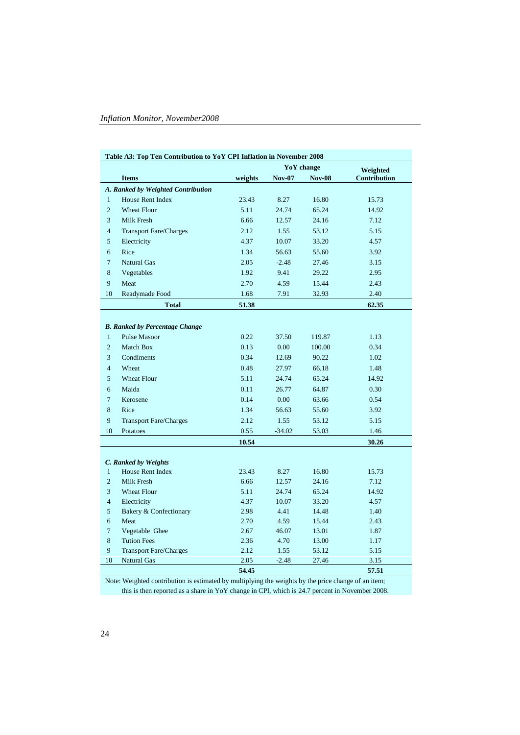**Table A3: Top Ten Contribution to YoY CPI Inflation in November 2008**

| | Items | weights | YoY change | | Weighted Contribution |
|---|---|---|---|---|---|
| | | | Nov-07 | Nov-08 | |
| ***A. Ranked by Weighted Contribution*** | | | | | |
| 1 | House Rent Index | 23.43 | 8.27 | 16.80 | 15.73 |
| 2 | Wheat Flour | 5.11 | 24.74 | 65.24 | 14.92 |
| 3 | Milk Fresh | 6.66 | 12.57 | 24.16 | 7.12 |
| 4 | Transport Fare/Charges | 2.12 | 1.55 | 53.12 | 5.15 |
| 5 | Electricity | 4.37 | 10.07 | 33.20 | 4.57 |
| 6 | Rice | 1.34 | 56.63 | 55.60 | 3.92 |
| 7 | Natural Gas | 2.05 | -2.48 | 27.46 | 3.15 |
| 8 | Vegetables | 1.92 | 9.41 | 29.22 | 2.95 |
| 9 | Meat | 2.70 | 4.59 | 15.44 | 2.43 |
| 10 | Readymade Food | 1.68 | 7.91 | 32.93 | 2.40 |
| | **Total** | **51.38** | | | **62.35** |
| ***B. Ranked by Percentage Change*** | | | | | |
| 1 | Pulse Masoor | 0.22 | 37.50 | 119.87 | 1.13 |
| 2 | Match Box | 0.13 | 0.00 | 100.00 | 0.34 |
| 3 | Condiments | 0.34 | 12.69 | 90.22 | 1.02 |
| 4 | Wheat | 0.48 | 27.97 | 66.18 | 1.48 |
| 5 | Wheat Flour | 5.11 | 24.74 | 65.24 | 14.92 |
| 6 | Maida | 0.11 | 26.77 | 64.87 | 0.30 |
| 7 | Kerosene | 0.14 | 0.00 | 63.66 | 0.54 |
| 8 | Rice | 1.34 | 56.63 | 55.60 | 3.92 |
| 9 | Transport Fare/Charges | 2.12 | 1.55 | 53.12 | 5.15 |
| 10 | Potatoes | 0.55 | -34.02 | 53.03 | 1.46 |
| | | **10.54** | | | **30.26** |
| ***C. Ranked by Weights*** | | | | | |
| 1 | House Rent Index | 23.43 | 8.27 | 16.80 | 15.73 |
| 2 | Milk Fresh | 6.66 | 12.57 | 24.16 | 7.12 |
| 3 | Wheat Flour | 5.11 | 24.74 | 65.24 | 14.92 |
| 4 | Electricity | 4.37 | 10.07 | 33.20 | 4.57 |
| 5 | Bakery & Confectionary | 2.98 | 4.41 | 14.48 | 1.40 |
| 6 | Meat | 2.70 | 4.59 | 15.44 | 2.43 |
| 7 | Vegetable Ghee | 2.67 | 46.07 | 13.01 | 1.87 |
| 8 | Tution Fees | 2.36 | 4.70 | 13.00 | 1.17 |
| 9 | Transport Fare/Charges | 2.12 | 1.55 | 53.12 | 5.15 |
| 10 | Natural Gas | 2.05 | -2.48 | 27.46 | 3.15 |
| | | **54.45** | | | **57.51** |

Note: Weighted contribution is estimated by multiplying the weights by the price change of an item; this is then reported as a share in YoY change in CPI, which is 24.7 percent in November 2008.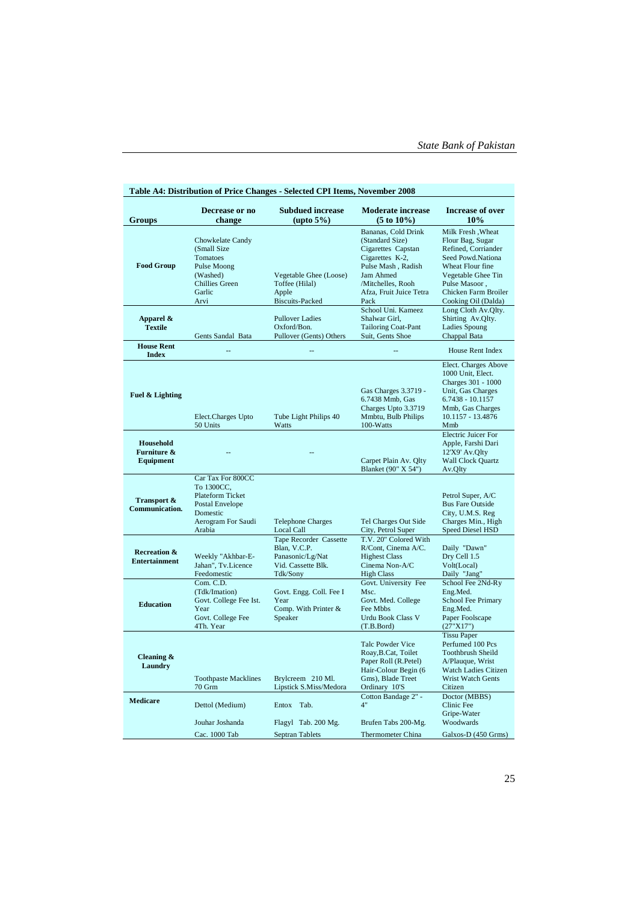**Table A4: Distribution of Price Changes - Selected CPI Items, November 2008**

| Groups | Decrease or no change | Subdued increase (upto 5%) | Moderate increase (5 to 10%) | Increase of over 10% |
|---|---|---|---|---|
| **Food Group** | Chowkelate Candy (Small Size Tomatoes Pulse Moong (Washed) Chillies Green Garlic Arvi | Vegetable Ghee (Loose) Toffee (Hilal) Apple Biscuits-Packed | Bananas, Cold Drink (Standard Size) Cigarettes Capstan Cigarettes K-2, Pulse Mash , Radish Jam Ahmed /Mitchelles, Rooh Afza, Fruit Juice Tetra Pack | Milk Fresh ,Wheat Flour Bag, Sugar Refined, Corriander Seed Powd.Nationa Wheat Flour fine Vegetable Ghee Tin Pulse Masoor , Chicken Farm Broiler Cooking Oil (Dalda) |
| **Apparel & Textile** | Gents Sandal Bata | Pullover Ladies Oxford/Bon. Pullover (Gents) Others | School Uni. Kameez Shalwar Girl, Tailoring Coat-Pant Suit, Gents Shoe | Long Cloth Av.Qlty. Shirting Av.Qlty. Ladies Spoung Chappal Bata |
| **House Rent Index** | -- | -- | -- | House Rent Index |
| **Fuel & Lighting** | Elect.Charges Upto 50 Units | Tube Light Philips 40 Watts | Gas Charges 3.3719 - 6.7438 Mmb, Gas Charges Upto 3.3719 Mmbtu, Bulb Philips 100-Watts | Elect. Charges Above 1000 Unit, Elect. Charges 301 - 1000 Unit, Gas Charges 6.7438 - 10.1157 Mmb, Gas Charges 10.1157 - 13.4876 Mmb |
| **Household Furniture & Equipment** | -- | -- | Carpet Plain Av. Qlty Blanket (90" X 54") | Electric Juicer For Apple, Farshi Dari 12'X9' Av.Qlty Wall Clock Quartz Av.Qlty |
| **Transport & Communication.** | Car Tax For 800CC To 1300CC, Plateform Ticket Postal Envelope Domestic Aerogram For Saudi Arabia | Telephone Charges Local Call | Tel Charges Out Side City, Petrol Super | Petrol Super, A/C Bus Fare Outside City, U.M.S. Reg Charges Min., High Speed Diesel HSD |
| **Recreation & Entertainment** | Weekly "Akhbar-E-Jahan", Tv.Licence Feedomestic | Tape Recorder Cassette Blan, V.C.P. Panasonic/Lg/Nat Vid. Cassette Blk. Tdk/Sony | T.V. 20" Colored With R/Cont, Cinema A/C. Highest Class Cinema Non-A/C High Class | Daily "Dawn" Dry Cell 1.5 Volt(Local) Daily "Jang" |
| **Education** | Com. C.D. (Tdk/Imation) Govt. College Fee Ist. Year Govt. College Fee 4Th. Year | Govt. Engg. Coll. Fee I Year Comp. With Printer & Speaker | Govt. University Fee Msc. Govt. Med. College Fee Mbbs Urdu Book Class V (T.B.Bord) | School Fee 2Nd-Ry Eng.Med. School Fee Primary Eng.Med. Paper Foolscape (27"X17") |
| **Cleaning & Laundry** | Toothpaste Macklines 70 Grm | Brylcreem 210 Ml. Lipstick S.Miss/Medora | Talc Powder Vice Roay,B.Cat, Toilet Paper Roll (R.Petel) Hair-Colour Begin (6 Gms), Blade Treet Ordinary 10'S | Tissu Paper Perfumed 100 Pcs Toothbrush Sheild A/Plauque, Wrist Watch Ladies Citizen Wrist Watch Gents Citizen |
| **Medicare** | Dettol (Medium) Jouhar Joshanda Cac. 1000 Tab | Entox Tab. Flagyl Tab. 200 Mg. Septran Tablets | Cotton Bandage 2" - 4" Brufen Tabs 200-Mg. Thermometer China | Doctor (MBBS) Clinic Fee Gripe-Water Woodwards Galxos-D (450 Grms) |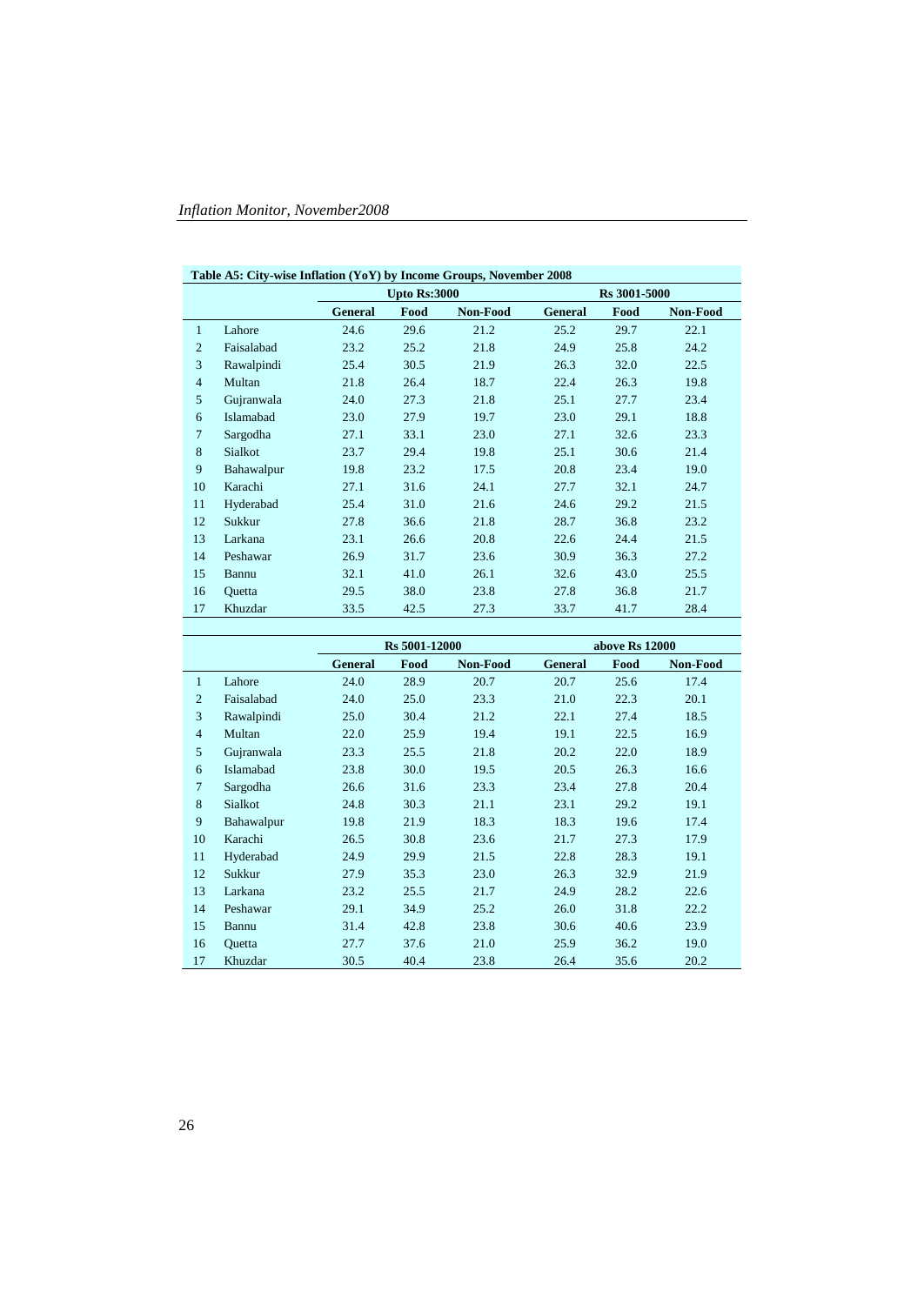Table A5: City-wise Inflation (YoY) by Income Groups, November 2008

| | | Upto Rs:3000 | | | Rs 3001-5000 | | |
|---|---|---|---|---|---|---|---|
| | | General | Food | Non-Food | General | Food | Non-Food |
| 1 | Lahore | 24.6 | 29.6 | 21.2 | 25.2 | 29.7 | 22.1 |
| 2 | Faisalabad | 23.2 | 25.2 | 21.8 | 24.9 | 25.8 | 24.2 |
| 3 | Rawalpindi | 25.4 | 30.5 | 21.9 | 26.3 | 32.0 | 22.5 |
| 4 | Multan | 21.8 | 26.4 | 18.7 | 22.4 | 26.3 | 19.8 |
| 5 | Gujranwala | 24.0 | 27.3 | 21.8 | 25.1 | 27.7 | 23.4 |
| 6 | Islamabad | 23.0 | 27.9 | 19.7 | 23.0 | 29.1 | 18.8 |
| 7 | Sargodha | 27.1 | 33.1 | 23.0 | 27.1 | 32.6 | 23.3 |
| 8 | Sialkot | 23.7 | 29.4 | 19.8 | 25.1 | 30.6 | 21.4 |
| 9 | Bahawalpur | 19.8 | 23.2 | 17.5 | 20.8 | 23.4 | 19.0 |
| 10 | Karachi | 27.1 | 31.6 | 24.1 | 27.7 | 32.1 | 24.7 |
| 11 | Hyderabad | 25.4 | 31.0 | 21.6 | 24.6 | 29.2 | 21.5 |
| 12 | Sukkur | 27.8 | 36.6 | 21.8 | 28.7 | 36.8 | 23.2 |
| 13 | Larkana | 23.1 | 26.6 | 20.8 | 22.6 | 24.4 | 21.5 |
| 14 | Peshawar | 26.9 | 31.7 | 23.6 | 30.9 | 36.3 | 27.2 |
| 15 | Bannu | 32.1 | 41.0 | 26.1 | 32.6 | 43.0 | 25.5 |
| 16 | Quetta | 29.5 | 38.0 | 23.8 | 27.8 | 36.8 | 21.7 |
| 17 | Khuzdar | 33.5 | 42.5 | 27.3 | 33.7 | 41.7 | 28.4 |

| | | Rs 5001-12000 | | | above Rs 12000 | | |
|---|---|---|---|---|---|---|---|
| | | General | Food | Non-Food | General | Food | Non-Food |
| 1 | Lahore | 24.0 | 28.9 | 20.7 | 20.7 | 25.6 | 17.4 |
| 2 | Faisalabad | 24.0 | 25.0 | 23.3 | 21.0 | 22.3 | 20.1 |
| 3 | Rawalpindi | 25.0 | 30.4 | 21.2 | 22.1 | 27.4 | 18.5 |
| 4 | Multan | 22.0 | 25.9 | 19.4 | 19.1 | 22.5 | 16.9 |
| 5 | Gujranwala | 23.3 | 25.5 | 21.8 | 20.2 | 22.0 | 18.9 |
| 6 | Islamabad | 23.8 | 30.0 | 19.5 | 20.5 | 26.3 | 16.6 |
| 7 | Sargodha | 26.6 | 31.6 | 23.3 | 23.4 | 27.8 | 20.4 |
| 8 | Sialkot | 24.8 | 30.3 | 21.1 | 23.1 | 29.2 | 19.1 |
| 9 | Bahawalpur | 19.8 | 21.9 | 18.3 | 18.3 | 19.6 | 17.4 |
| 10 | Karachi | 26.5 | 30.8 | 23.6 | 21.7 | 27.3 | 17.9 |
| 11 | Hyderabad | 24.9 | 29.9 | 21.5 | 22.8 | 28.3 | 19.1 |
| 12 | Sukkur | 27.9 | 35.3 | 23.0 | 26.3 | 32.9 | 21.9 |
| 13 | Larkana | 23.2 | 25.5 | 21.7 | 24.9 | 28.2 | 22.6 |
| 14 | Peshawar | 29.1 | 34.9 | 25.2 | 26.0 | 31.8 | 22.2 |
| 15 | Bannu | 31.4 | 42.8 | 23.8 | 30.6 | 40.6 | 23.9 |
| 16 | Quetta | 27.7 | 37.6 | 21.0 | 25.9 | 36.2 | 19.0 |
| 17 | Khuzdar | 30.5 | 40.4 | 23.8 | 26.4 | 35.6 | 20.2 |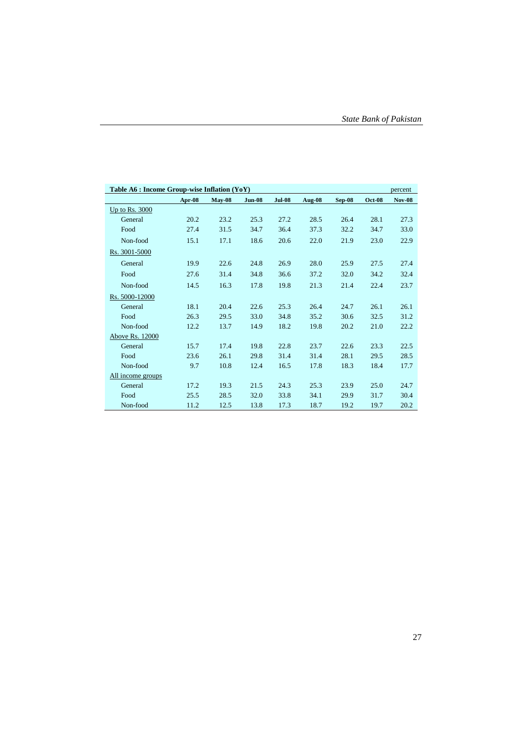**Table A6 : Income Group-wise Inflation (YoY)**

percent

| | Apr-08 | May-08 | Jun-08 | Jul-08 | Aug-08 | Sep-08 | Oct-08 | Nov-08 |
|---|---|---|---|---|---|---|---|---|
| Up to Rs. 3000 | | | | | | | | |
| General | 20.2 | 23.2 | 25.3 | 27.2 | 28.5 | 26.4 | 28.1 | 27.3 |
| Food | 27.4 | 31.5 | 34.7 | 36.4 | 37.3 | 32.2 | 34.7 | 33.0 |
| Non-food | 15.1 | 17.1 | 18.6 | 20.6 | 22.0 | 21.9 | 23.0 | 22.9 |
| Rs. 3001-5000 | | | | | | | | |
| General | 19.9 | 22.6 | 24.8 | 26.9 | 28.0 | 25.9 | 27.5 | 27.4 |
| Food | 27.6 | 31.4 | 34.8 | 36.6 | 37.2 | 32.0 | 34.2 | 32.4 |
| Non-food | 14.5 | 16.3 | 17.8 | 19.8 | 21.3 | 21.4 | 22.4 | 23.7 |
| Rs. 5000-12000 | | | | | | | | |
| General | 18.1 | 20.4 | 22.6 | 25.3 | 26.4 | 24.7 | 26.1 | 26.1 |
| Food | 26.3 | 29.5 | 33.0 | 34.8 | 35.2 | 30.6 | 32.5 | 31.2 |
| Non-food | 12.2 | 13.7 | 14.9 | 18.2 | 19.8 | 20.2 | 21.0 | 22.2 |
| Above Rs. 12000 | | | | | | | | |
| General | 15.7 | 17.4 | 19.8 | 22.8 | 23.7 | 22.6 | 23.3 | 22.5 |
| Food | 23.6 | 26.1 | 29.8 | 31.4 | 31.4 | 28.1 | 29.5 | 28.5 |
| Non-food | 9.7 | 10.8 | 12.4 | 16.5 | 17.8 | 18.3 | 18.4 | 17.7 |
| All income groups | | | | | | | | |
| General | 17.2 | 19.3 | 21.5 | 24.3 | 25.3 | 23.9 | 25.0 | 24.7 |
| Food | 25.5 | 28.5 | 32.0 | 33.8 | 34.1 | 29.9 | 31.7 | 30.4 |
| Non-food | 11.2 | 12.5 | 13.8 | 17.3 | 18.7 | 19.2 | 19.7 | 20.2 |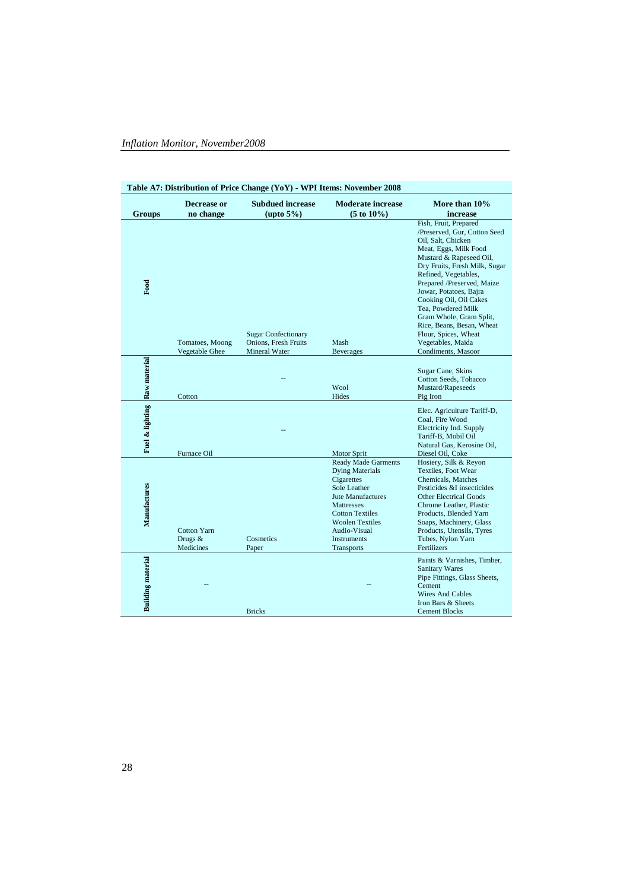**Table A7: Distribution of Price Change (YoY) - WPI Items: November 2008**

| Groups | Decrease or no change | Subdued increase (upto 5%) | Moderate increase (5 to 10%) | More than 10% increase |
|---|---|---|---|---|
| Food | Tomatoes, Moong Vegetable Ghee | Sugar Confectionary Onions, Fresh Fruits Mineral Water | Mash Beverages | Fish, Fruit, Prepared /Preserved, Gur, Cotton Seed Oil, Salt, Chicken Meat, Eggs, Milk Food Mustard & Rapeseed Oil, Dry Fruits, Fresh Milk, Sugar Refined, Vegetables, Prepared /Preserved, Maize Jowar, Potatoes, Bajra Cooking Oil, Oil Cakes Tea, Powdered Milk Gram Whole, Gram Split, Rice, Beans, Besan, Wheat Flour, Spices, Wheat Vegetables, Maida Condiments, Masoor |
| Raw material | Cotton | -- | Wool Hides | Sugar Cane, Skins Cotton Seeds, Tobacco Mustard/Rapeseeds Pig Iron |
| Fuel & lighting | Furnace Oil | -- | Motor Sprit | Elec. Agriculture Tariff-D, Coal, Fire Wood Electricity Ind. Supply Tariff-B, Mobil Oil Natural Gas, Kerosine Oil, Diesel Oil, Coke |
| Manufactures | Cotton Yarn Drugs & Medicines | Cosmetics Paper | Ready Made Garments Dying Materials Cigarettes Sole Leather Jute Manufactures Mattresses Cotton Textiles Woolen Textiles Audio-Visual Instruments Transports | Hosiery, Silk & Reyon Textiles, Foot Wear Chemicals, Matches Pesticides &I insecticides Other Electrical Goods Chrome Leather, Plastic Products, Blended Yarn Soaps, Machinery, Glass Products, Utensils, Tyres Tubes, Nylon Yarn Fertilizers |
| Building material | -- | Bricks | -- | Paints & Varnishes, Timber, Sanitary Wares Pipe Fittings, Glass Sheets, Cement Wires And Cables Iron Bars & Sheets Cement Blocks |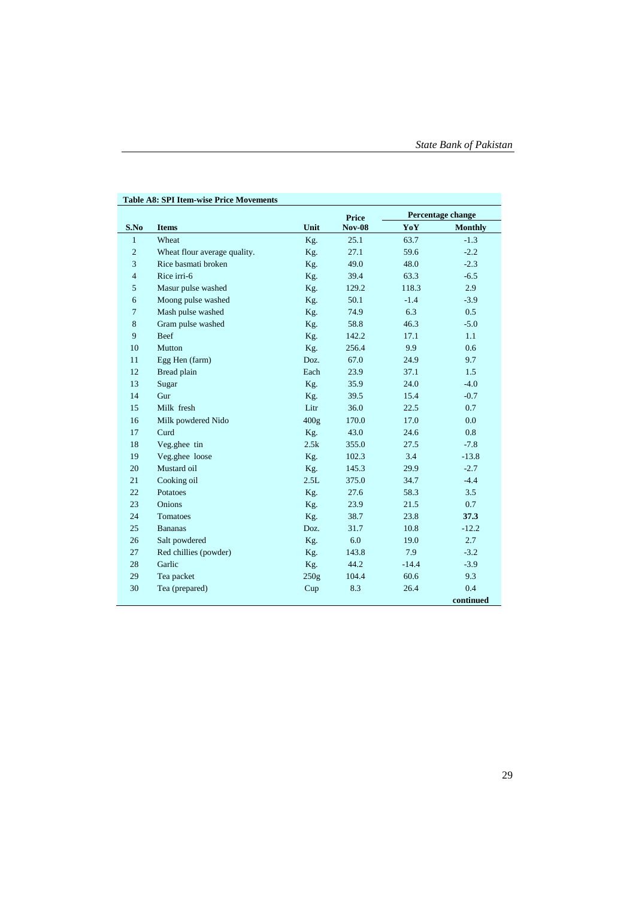**Table A8: SPI Item-wise Price Movements**

| S.No | Items | Unit | Price Nov-08 | Percentage change YoY | Percentage change Monthly |
|---|---|---|---|---|---|
| 1 | Wheat | Kg. | 25.1 | 63.7 | -1.3 |
| 2 | Wheat flour average quality. | Kg. | 27.1 | 59.6 | -2.2 |
| 3 | Rice basmati broken | Kg. | 49.0 | 48.0 | -2.3 |
| 4 | Rice irri-6 | Kg. | 39.4 | 63.3 | -6.5 |
| 5 | Masur pulse washed | Kg. | 129.2 | 118.3 | 2.9 |
| 6 | Moong pulse washed | Kg. | 50.1 | -1.4 | -3.9 |
| 7 | Mash pulse washed | Kg. | 74.9 | 6.3 | 0.5 |
| 8 | Gram pulse washed | Kg. | 58.8 | 46.3 | -5.0 |
| 9 | Beef | Kg. | 142.2 | 17.1 | 1.1 |
| 10 | Mutton | Kg. | 256.4 | 9.9 | 0.6 |
| 11 | Egg Hen (farm) | Doz. | 67.0 | 24.9 | 9.7 |
| 12 | Bread plain | Each | 23.9 | 37.1 | 1.5 |
| 13 | Sugar | Kg. | 35.9 | 24.0 | -4.0 |
| 14 | Gur | Kg. | 39.5 | 15.4 | -0.7 |
| 15 | Milk fresh | Litr | 36.0 | 22.5 | 0.7 |
| 16 | Milk powdered Nido | 400g | 170.0 | 17.0 | 0.0 |
| 17 | Curd | Kg. | 43.0 | 24.6 | 0.8 |
| 18 | Veg.ghee tin | 2.5k | 355.0 | 27.5 | -7.8 |
| 19 | Veg.ghee loose | Kg. | 102.3 | 3.4 | -13.8 |
| 20 | Mustard oil | Kg. | 145.3 | 29.9 | -2.7 |
| 21 | Cooking oil | 2.5L | 375.0 | 34.7 | -4.4 |
| 22 | Potatoes | Kg. | 27.6 | 58.3 | 3.5 |
| 23 | Onions | Kg. | 23.9 | 21.5 | 0.7 |
| 24 | Tomatoes | Kg. | 38.7 | 23.8 | **37.3** |
| 25 | Bananas | Doz. | 31.7 | 10.8 | -12.2 |
| 26 | Salt powdered | Kg. | 6.0 | 19.0 | 2.7 |
| 27 | Red chillies (powder) | Kg. | 143.8 | 7.9 | -3.2 |
| 28 | Garlic | Kg. | 44.2 | -14.4 | -3.9 |
| 29 | Tea packet | 250g | 104.4 | 60.6 | 9.3 |
| 30 | Tea (prepared) | Cup | 8.3 | 26.4 | 0.4 |

**continued**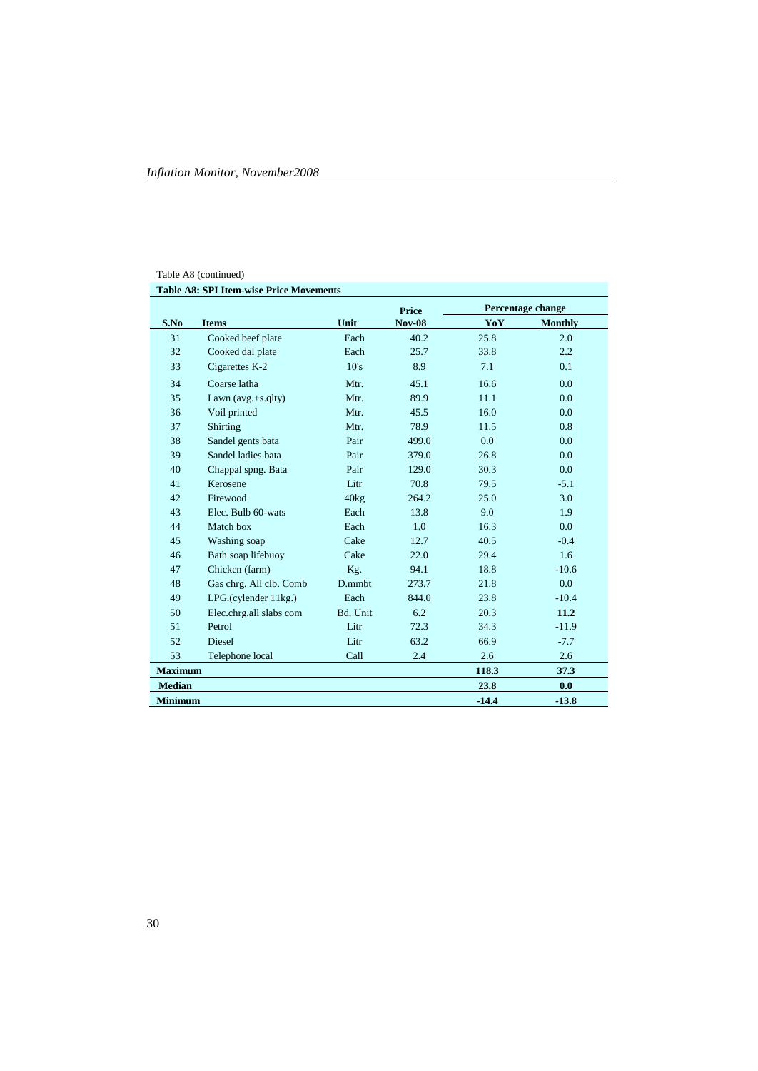Table A8 (continued)

**Table A8: SPI Item-wise Price Movements**

| S.No | Items | Unit | Price Nov-08 | Percentage change YoY | Percentage change Monthly |
|---|---|---|---|---|---|
| 31 | Cooked beef plate | Each | 40.2 | 25.8 | 2.0 |
| 32 | Cooked dal plate | Each | 25.7 | 33.8 | 2.2 |
| 33 | Cigarettes K-2 | 10's | 8.9 | 7.1 | 0.1 |
| 34 | Coarse latha | Mtr. | 45.1 | 16.6 | 0.0 |
| 35 | Lawn (avg.+s.qlty) | Mtr. | 89.9 | 11.1 | 0.0 |
| 36 | Voil printed | Mtr. | 45.5 | 16.0 | 0.0 |
| 37 | Shirting | Mtr. | 78.9 | 11.5 | 0.8 |
| 38 | Sandel gents bata | Pair | 499.0 | 0.0 | 0.0 |
| 39 | Sandel ladies bata | Pair | 379.0 | 26.8 | 0.0 |
| 40 | Chappal spng. Bata | Pair | 129.0 | 30.3 | 0.0 |
| 41 | Kerosene | Litr | 70.8 | 79.5 | -5.1 |
| 42 | Firewood | 40kg | 264.2 | 25.0 | 3.0 |
| 43 | Elec. Bulb 60-wats | Each | 13.8 | 9.0 | 1.9 |
| 44 | Match box | Each | 1.0 | 16.3 | 0.0 |
| 45 | Washing soap | Cake | 12.7 | 40.5 | -0.4 |
| 46 | Bath soap lifebuoy | Cake | 22.0 | 29.4 | 1.6 |
| 47 | Chicken (farm) | Kg. | 94.1 | 18.8 | -10.6 |
| 48 | Gas chrg. All clb. Comb | D.mmbt | 273.7 | 21.8 | 0.0 |
| 49 | LPG.(cylender 11kg.) | Each | 844.0 | 23.8 | -10.4 |
| 50 | Elec.chrg.all slabs com | Bd. Unit | 6.2 | 20.3 | **11.2** |
| 51 | Petrol | Litr | 72.3 | 34.3 | -11.9 |
| 52 | Diesel | Litr | 63.2 | 66.9 | -7.7 |
| 53 | Telephone local | Call | 2.4 | 2.6 | 2.6 |
| **Maximum** | | | | **118.3** | **37.3** |
| **Median** | | | | **23.8** | **0.0** |
| **Minimum** | | | | **-14.4** | **-13.8** |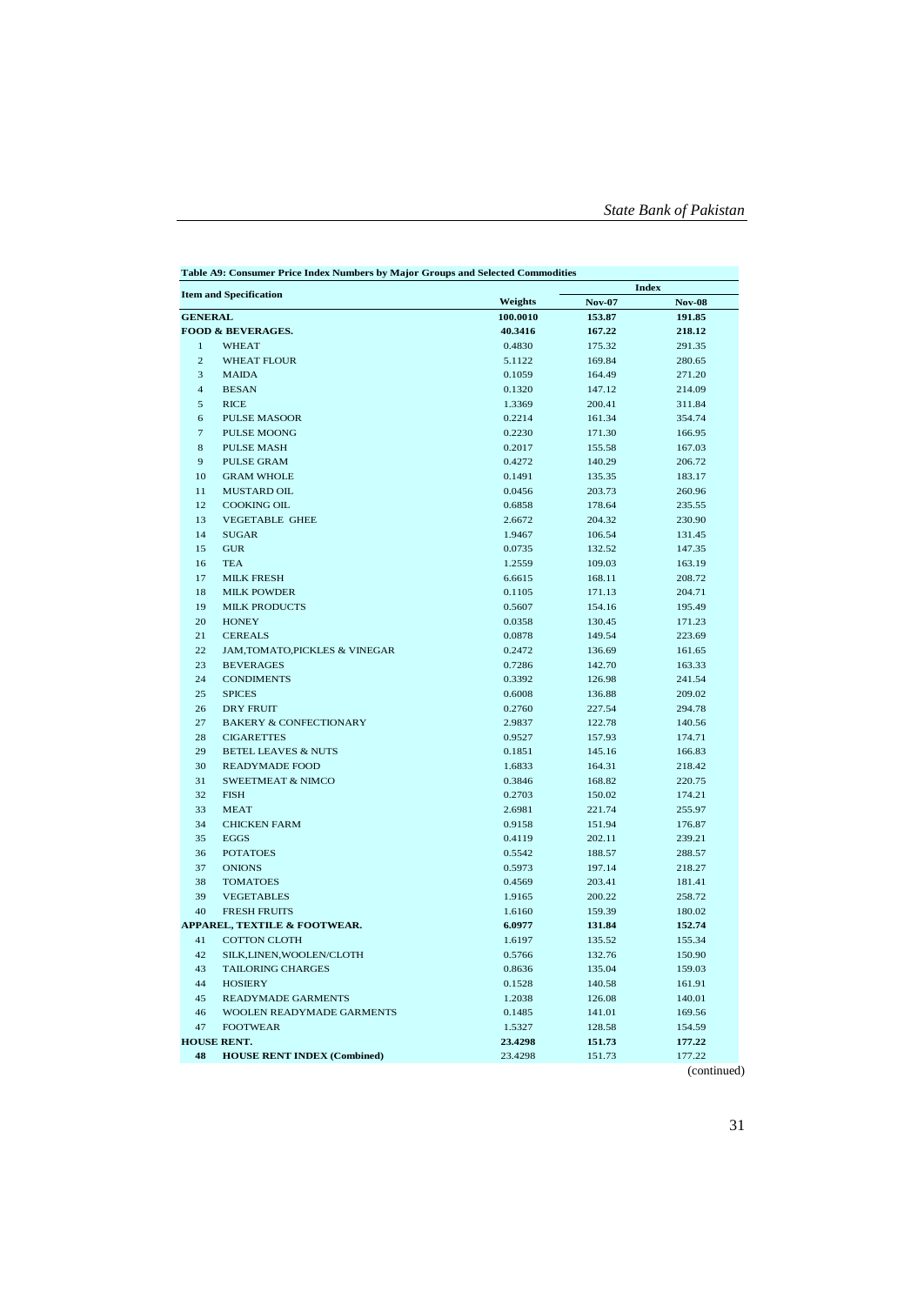**Table A9: Consumer Price Index Numbers by Major Groups and Selected Commodities**

| | Item and Specification | Weights | Index | |
|---|---|---|---|---|
| | | | Nov-07 | Nov-08 |
| **GENERAL** | | **100.0010** | **153.87** | **191.85** |
| **FOOD & BEVERAGES.** | | **40.3416** | **167.22** | **218.12** |
| 1 | WHEAT | 0.4830 | 175.32 | 291.35 |
| 2 | WHEAT FLOUR | 5.1122 | 169.84 | 280.65 |
| 3 | MAIDA | 0.1059 | 164.49 | 271.20 |
| 4 | BESAN | 0.1320 | 147.12 | 214.09 |
| 5 | RICE | 1.3369 | 200.41 | 311.84 |
| 6 | PULSE MASOOR | 0.2214 | 161.34 | 354.74 |
| 7 | PULSE MOONG | 0.2230 | 171.30 | 166.95 |
| 8 | PULSE MASH | 0.2017 | 155.58 | 167.03 |
| 9 | PULSE GRAM | 0.4272 | 140.29 | 206.72 |
| 10 | GRAM WHOLE | 0.1491 | 135.35 | 183.17 |
| 11 | MUSTARD OIL | 0.0456 | 203.73 | 260.96 |
| 12 | COOKING OIL | 0.6858 | 178.64 | 235.55 |
| 13 | VEGETABLE GHEE | 2.6672 | 204.32 | 230.90 |
| 14 | SUGAR | 1.9467 | 106.54 | 131.45 |
| 15 | GUR | 0.0735 | 132.52 | 147.35 |
| 16 | TEA | 1.2559 | 109.03 | 163.19 |
| 17 | MILK FRESH | 6.6615 | 168.11 | 208.72 |
| 18 | MILK POWDER | 0.1105 | 171.13 | 204.71 |
| 19 | MILK PRODUCTS | 0.5607 | 154.16 | 195.49 |
| 20 | HONEY | 0.0358 | 130.45 | 171.23 |
| 21 | CEREALS | 0.0878 | 149.54 | 223.69 |
| 22 | JAM,TOMATO,PICKLES & VINEGAR | 0.2472 | 136.69 | 161.65 |
| 23 | BEVERAGES | 0.7286 | 142.70 | 163.33 |
| 24 | CONDIMENTS | 0.3392 | 126.98 | 241.54 |
| 25 | SPICES | 0.6008 | 136.88 | 209.02 |
| 26 | DRY FRUIT | 0.2760 | 227.54 | 294.78 |
| 27 | BAKERY & CONFECTIONARY | 2.9837 | 122.78 | 140.56 |
| 28 | CIGARETTES | 0.9527 | 157.93 | 174.71 |
| 29 | BETEL LEAVES & NUTS | 0.1851 | 145.16 | 166.83 |
| 30 | READYMADE FOOD | 1.6833 | 164.31 | 218.42 |
| 31 | SWEETMEAT & NIMCO | 0.3846 | 168.82 | 220.75 |
| 32 | FISH | 0.2703 | 150.02 | 174.21 |
| 33 | MEAT | 2.6981 | 221.74 | 255.97 |
| 34 | CHICKEN FARM | 0.9158 | 151.94 | 176.87 |
| 35 | EGGS | 0.4119 | 202.11 | 239.21 |
| 36 | POTATOES | 0.5542 | 188.57 | 288.57 |
| 37 | ONIONS | 0.5973 | 197.14 | 218.27 |
| 38 | TOMATOES | 0.4569 | 203.41 | 181.41 |
| 39 | VEGETABLES | 1.9165 | 200.22 | 258.72 |
| 40 | FRESH FRUITS | 1.6160 | 159.39 | 180.02 |
| **APPAREL, TEXTILE & FOOTWEAR.** | | **6.0977** | **131.84** | **152.74** |
| 41 | COTTON CLOTH | 1.6197 | 135.52 | 155.34 |
| 42 | SILK,LINEN,WOOLEN/CLOTH | 0.5766 | 132.76 | 150.90 |
| 43 | TAILORING CHARGES | 0.8636 | 135.04 | 159.03 |
| 44 | HOSIERY | 0.1528 | 140.58 | 161.91 |
| 45 | READYMADE GARMENTS | 1.2038 | 126.08 | 140.01 |
| 46 | WOOLEN READYMADE GARMENTS | 0.1485 | 141.01 | 169.56 |
| 47 | FOOTWEAR | 1.5327 | 128.58 | 154.59 |
| **HOUSE RENT.** | | **23.4298** | **151.73** | **177.22** |
| **48** | **HOUSE RENT INDEX (Combined)** | 23.4298 | 151.73 | 177.22 |

(continued)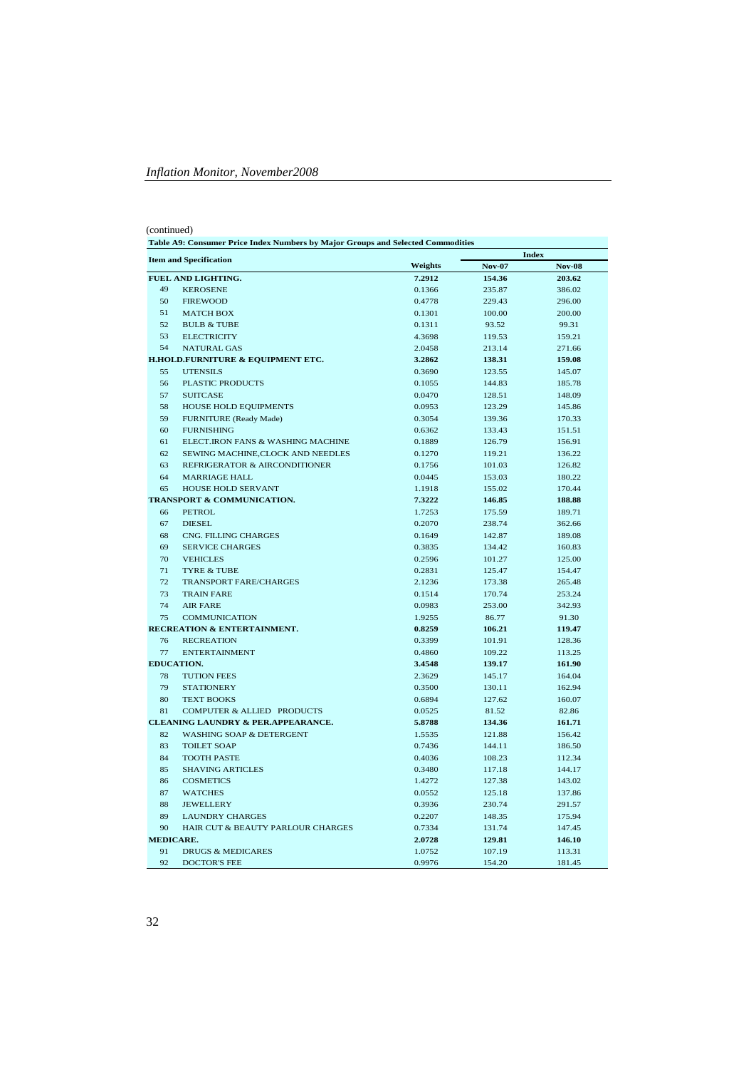(continued)

**Table A9: Consumer Price Index Numbers by Major Groups and Selected Commodities**

| Item and Specification | | Weights | Index | |
|---|---|---|---|---|
| | | | Nov-07 | Nov-08 |
| **FUEL AND LIGHTING.** | | **7.2912** | **154.36** | **203.62** |
| 49 | KEROSENE | 0.1366 | 235.87 | 386.02 |
| 50 | FIREWOOD | 0.4778 | 229.43 | 296.00 |
| 51 | MATCH BOX | 0.1301 | 100.00 | 200.00 |
| 52 | BULB & TUBE | 0.1311 | 93.52 | 99.31 |
| 53 | ELECTRICITY | 4.3698 | 119.53 | 159.21 |
| 54 | NATURAL GAS | 2.0458 | 213.14 | 271.66 |
| **H.HOLD.FURNITURE & EQUIPMENT ETC.** | | **3.2862** | **138.31** | **159.08** |
| 55 | UTENSILS | 0.3690 | 123.55 | 145.07 |
| 56 | PLASTIC PRODUCTS | 0.1055 | 144.83 | 185.78 |
| 57 | SUITCASE | 0.0470 | 128.51 | 148.09 |
| 58 | HOUSE HOLD EQUIPMENTS | 0.0953 | 123.29 | 145.86 |
| 59 | FURNITURE (Ready Made) | 0.3054 | 139.36 | 170.33 |
| 60 | FURNISHING | 0.6362 | 133.43 | 151.51 |
| 61 | ELECT.IRON FANS & WASHING MACHINE | 0.1889 | 126.79 | 156.91 |
| 62 | SEWING MACHINE,CLOCK AND NEEDLES | 0.1270 | 119.21 | 136.22 |
| 63 | REFRIGERATOR & AIRCONDITIONER | 0.1756 | 101.03 | 126.82 |
| 64 | MARRIAGE HALL | 0.0445 | 153.03 | 180.22 |
| 65 | HOUSE HOLD SERVANT | 1.1918 | 155.02 | 170.44 |
| **TRANSPORT & COMMUNICATION.** | | **7.3222** | **146.85** | **188.88** |
| 66 | PETROL | 1.7253 | 175.59 | 189.71 |
| 67 | DIESEL | 0.2070 | 238.74 | 362.66 |
| 68 | CNG. FILLING CHARGES | 0.1649 | 142.87 | 189.08 |
| 69 | SERVICE CHARGES | 0.3835 | 134.42 | 160.83 |
| 70 | VEHICLES | 0.2596 | 101.27 | 125.00 |
| 71 | TYRE & TUBE | 0.2831 | 125.47 | 154.47 |
| 72 | TRANSPORT FARE/CHARGES | 2.1236 | 173.38 | 265.48 |
| 73 | TRAIN FARE | 0.1514 | 170.74 | 253.24 |
| 74 | AIR FARE | 0.0983 | 253.00 | 342.93 |
| 75 | COMMUNICATION | 1.9255 | 86.77 | 91.30 |
| **RECREATION & ENTERTAINMENT.** | | **0.8259** | **106.21** | **119.47** |
| 76 | RECREATION | 0.3399 | 101.91 | 128.36 |
| 77 | ENTERTAINMENT | 0.4860 | 109.22 | 113.25 |
| **EDUCATION.** | | **3.4548** | **139.17** | **161.90** |
| 78 | TUTION FEES | 2.3629 | 145.17 | 164.04 |
| 79 | STATIONERY | 0.3500 | 130.11 | 162.94 |
| 80 | TEXT BOOKS | 0.6894 | 127.62 | 160.07 |
| 81 | COMPUTER & ALLIED PRODUCTS | 0.0525 | 81.52 | 82.86 |
| **CLEANING LAUNDRY & PER.APPEARANCE.** | | **5.8788** | **134.36** | **161.71** |
| 82 | WASHING SOAP & DETERGENT | 1.5535 | 121.88 | 156.42 |
| 83 | TOILET SOAP | 0.7436 | 144.11 | 186.50 |
| 84 | TOOTH PASTE | 0.4036 | 108.23 | 112.34 |
| 85 | SHAVING ARTICLES | 0.3480 | 117.18 | 144.17 |
| 86 | COSMETICS | 1.4272 | 127.38 | 143.02 |
| 87 | WATCHES | 0.0552 | 125.18 | 137.86 |
| 88 | JEWELLERY | 0.3936 | 230.74 | 291.57 |
| 89 | LAUNDRY CHARGES | 0.2207 | 148.35 | 175.94 |
| 90 | HAIR CUT & BEAUTY PARLOUR CHARGES | 0.7334 | 131.74 | 147.45 |
| **MEDICARE.** | | **2.0728** | **129.81** | **146.10** |
| 91 | DRUGS & MEDICARES | 1.0752 | 107.19 | 113.31 |
| 92 | DOCTOR'S FEE | 0.9976 | 154.20 | 181.45 |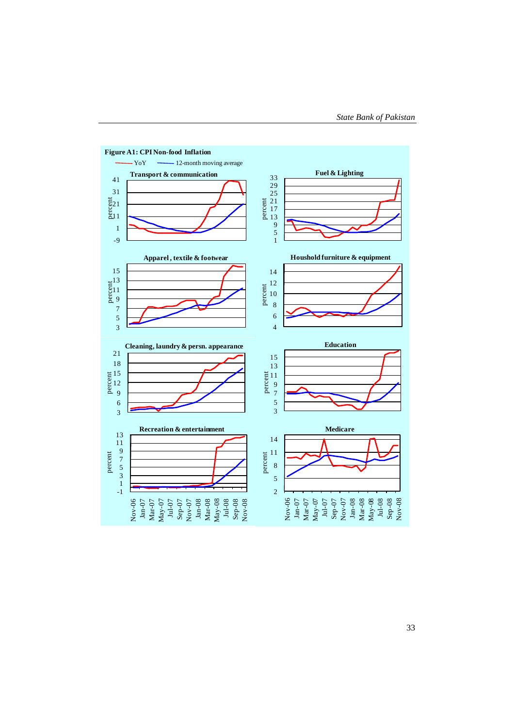**Figure A1: CPI Non-food Inflation**

YoY — 12-month moving average

Transport & communication

Fuel & Lighting

Apparel, textile & footwear

Houshold furniture & equipment

Cleaning, laundry & persn. appearance

Education

Recreation & entertainment

Medicare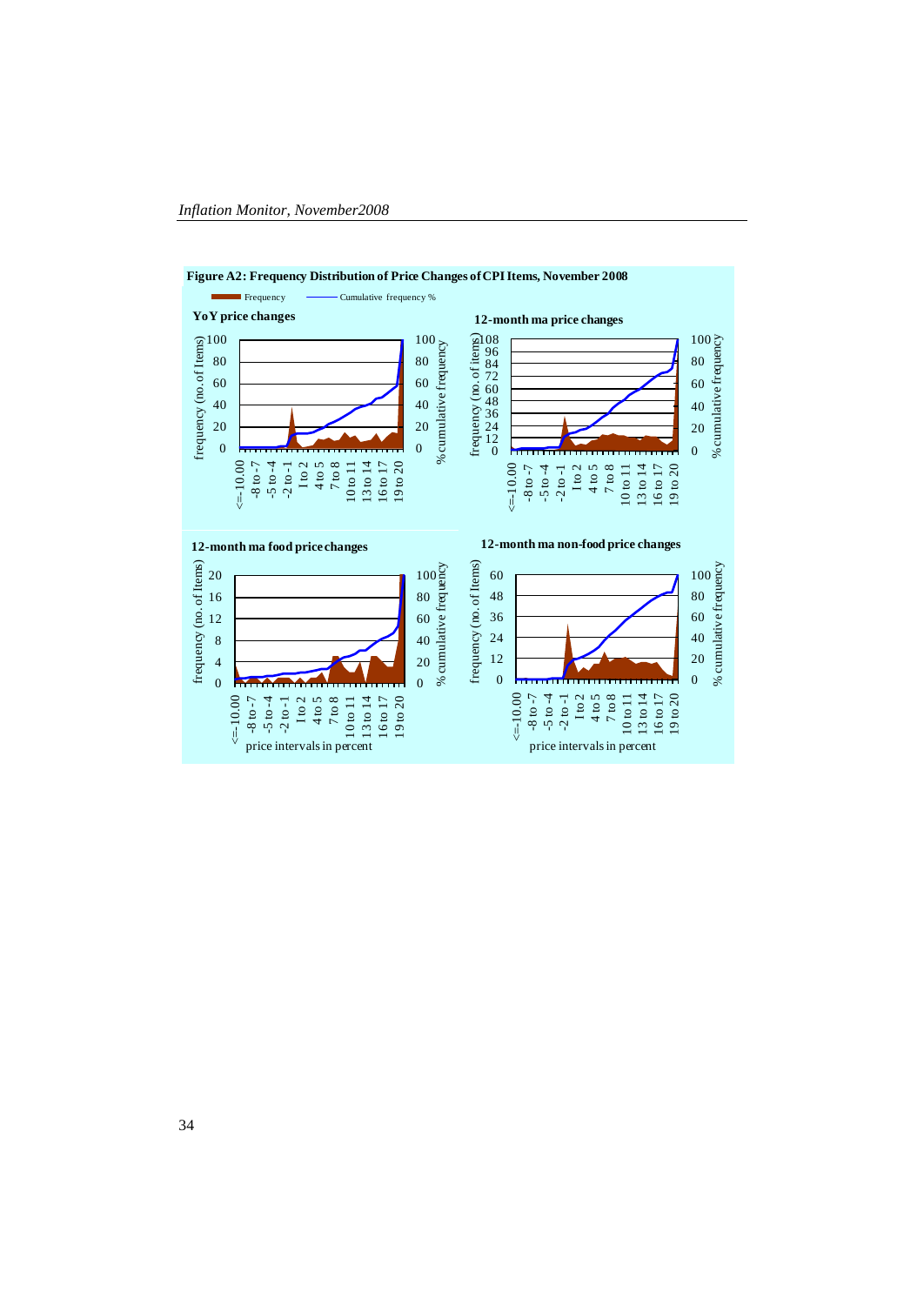**Figure A2: Frequency Distribution of Price Changes of CPI Items, November 2008**

Frequency — Cumulative frequency %

**YoY price changes**

**12-month ma price changes**

**12-month ma food price changes**

**12-month ma non-food price changes**

price intervals in percent

price intervals in percent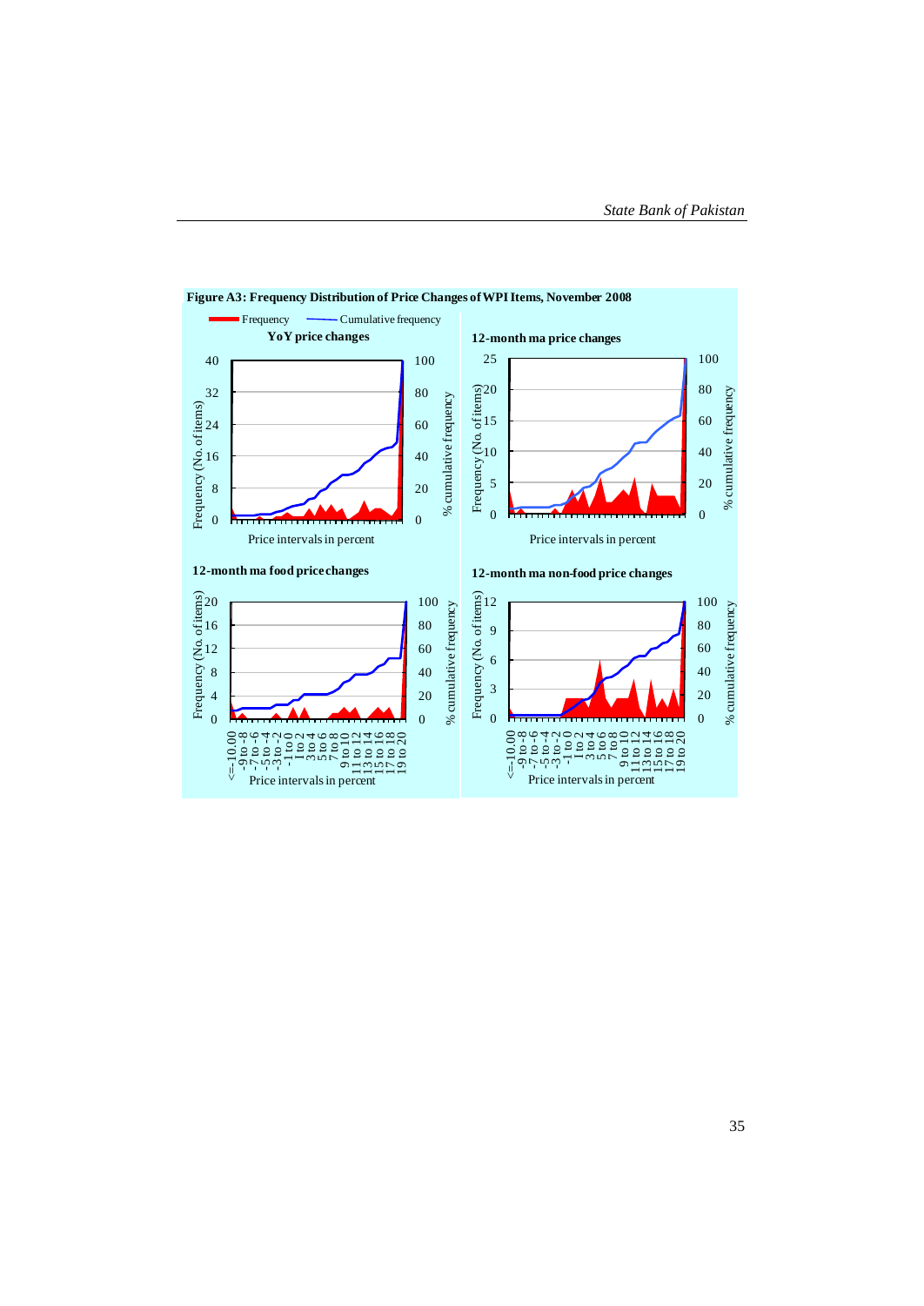**Figure A3: Frequency Distribution of Price Changes of WPI Items, November 2008**

Frequency — Cumulative frequency

**YoY price changes**

Frequency (No. of items) | % cumulative frequency

Price intervals in percent

**12-month ma price changes**

Frequency (No. of items) | % cumulative frequency

Price intervals in percent

**12-month ma food price changes**

Frequency (No. of items) | % cumulative frequency

<=-10.00, -9 to -8, -7 to -6, -5 to -4, -3 to -2, -1 to 0, 1 to 2, 3 to 4, 5 to 6, 7 to 8, 9 to 10, 11 to 12, 13 to 14, 15 to 16, 17 to 18, 19 to 20

Price intervals in percent

**12-month ma non-food price changes**

Frequency (No. of items) | % cumulative frequency

<=-10.00, -9 to -8, -7 to -6, -5 to -4, -3 to -2, -1 to 0, 1 to 2, 3 to 4, 5 to 6, 7 to 8, 9 to 10, 11 to 12, 13 to 14, 15 to 16, 17 to 18, 19 to 20

Price intervals in percent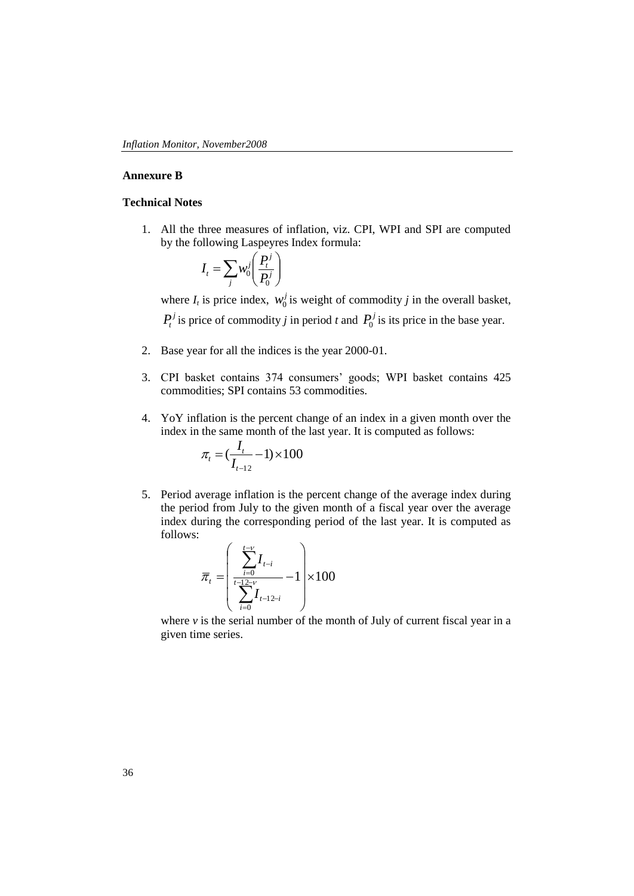## Annexure B

### Technical Notes

1. All the three measures of inflation, viz. CPI, WPI and SPI are computed by the following Laspeyres Index formula:

   $$I_t = \sum_j w_0^j \left( \frac{P_t^j}{P_0^j} \right)$$

   where $I_t$ is price index, $w_0^j$ is weight of commodity *j* in the overall basket, $P_t^j$ is price of commodity *j* in period *t* and $P_0^j$ is its price in the base year.

2. Base year for all the indices is the year 2000-01.

3. CPI basket contains 374 consumers' goods; WPI basket contains 425 commodities; SPI contains 53 commodities.

4. YoY inflation is the percent change of an index in a given month over the index in the same month of the last year. It is computed as follows:

   $$\pi_t = (\frac{I_t}{I_{t-12}} - 1) \times 100$$

5. Period average inflation is the percent change of the average index during the period from July to the given month of a fiscal year over the average index during the corresponding period of the last year. It is computed as follows:

   $$\overline{\pi}_t = \left( \frac{\sum_{i=0}^{t-v} I_{t-i}}{\sum_{i=0}^{t-12-v} I_{t-12-i}} - 1 \right) \times 100$$

   where *v* is the serial number of the month of July of current fiscal year in a given time series.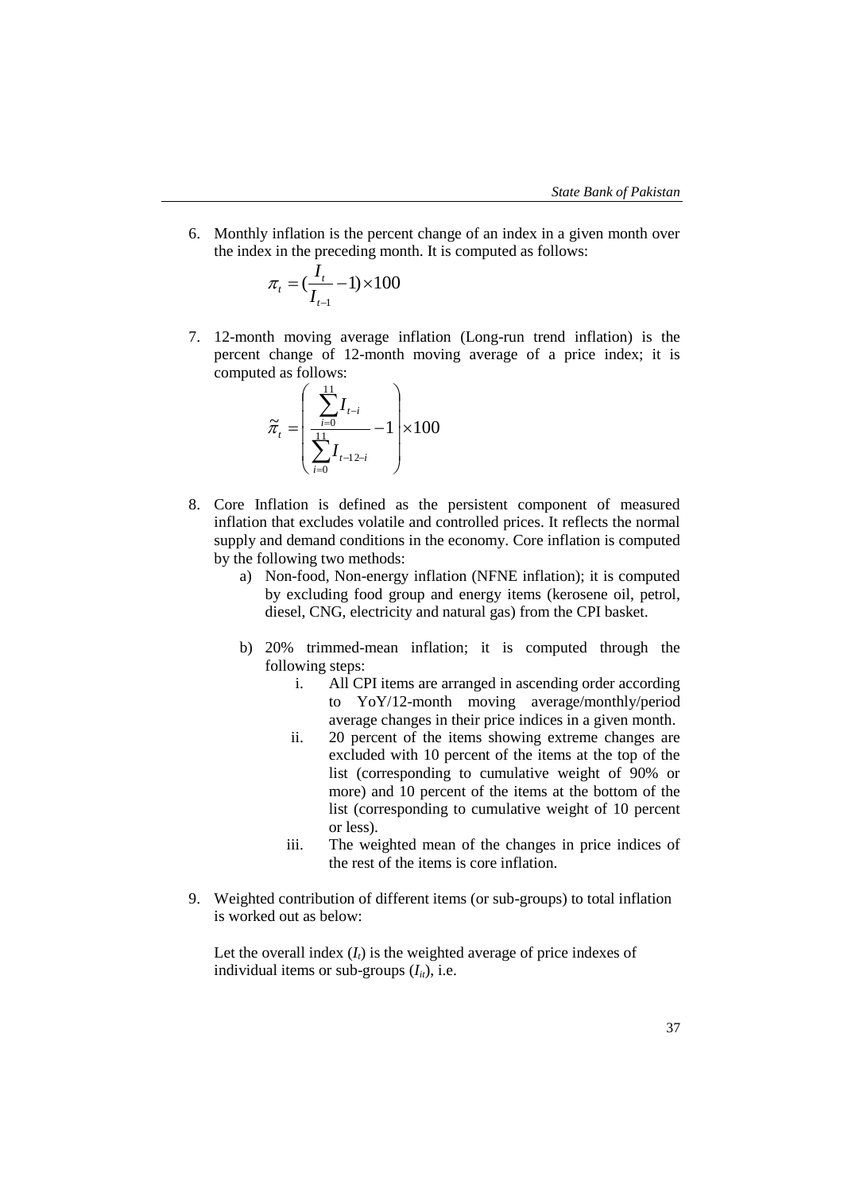6. Monthly inflation is the percent change of an index in a given month over the index in the preceding month. It is computed as follows:

$$\pi_t = (\frac{I_t}{I_{t-1}} - 1) \times 100$$

7. 12-month moving average inflation (Long-run trend inflation) is the percent change of 12-month moving average of a price index; it is computed as follows:

$$\tilde{\pi}_t = \left( \frac{\sum_{i=0}^{11} I_{t-i}}{\sum_{i=0}^{11} I_{t-12-i}} - 1 \right) \times 100$$

8. Core Inflation is defined as the persistent component of measured inflation that excludes volatile and controlled prices. It reflects the normal supply and demand conditions in the economy. Core inflation is computed by the following two methods:
   a) Non-food, Non-energy inflation (NFNE inflation); it is computed by excluding food group and energy items (kerosene oil, petrol, diesel, CNG, electricity and natural gas) from the CPI basket.
   b) 20% trimmed-mean inflation; it is computed through the following steps:
      i. All CPI items are arranged in ascending order according to YoY/12-month moving average/monthly/period average changes in their price indices in a given month.
      ii. 20 percent of the items showing extreme changes are excluded with 10 percent of the items at the top of the list (corresponding to cumulative weight of 90% or more) and 10 percent of the items at the bottom of the list (corresponding to cumulative weight of 10 percent or less).
      iii. The weighted mean of the changes in price indices of the rest of the items is core inflation.

9. Weighted contribution of different items (or sub-groups) to total inflation is worked out as below:

   Let the overall index ($I_t$) is the weighted average of price indexes of individual items or sub-groups ($I_{it}$), i.e.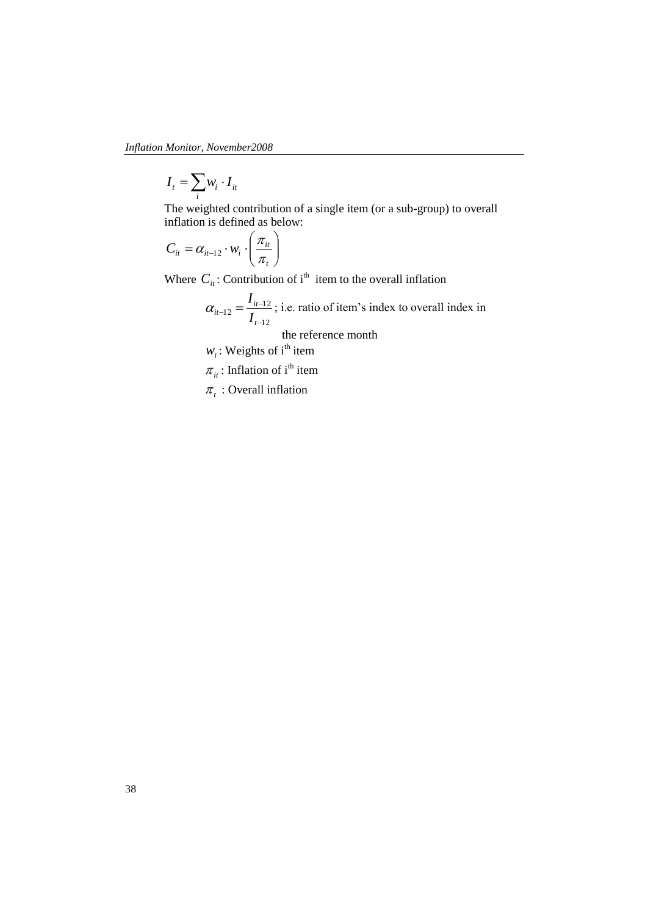$$I_t = \sum_i w_i \cdot I_{it}$$

The weighted contribution of a single item (or a sub-group) to overall inflation is defined as below:

$$C_{it} = \alpha_{it-12} \cdot w_i \cdot \left( \frac{\pi_{it}}{\pi_t} \right)$$

Where $C_{it}$: Contribution of i[th] item to the overall inflation

$\alpha_{it-12} = \frac{I_{it-12}}{I_{t-12}}$; i.e. ratio of item's index to overall index in the reference month

$w_i$: Weights of i[th] item

$\pi_{it}$: Inflation of i[th] item

$\pi_t$ : Overall inflation